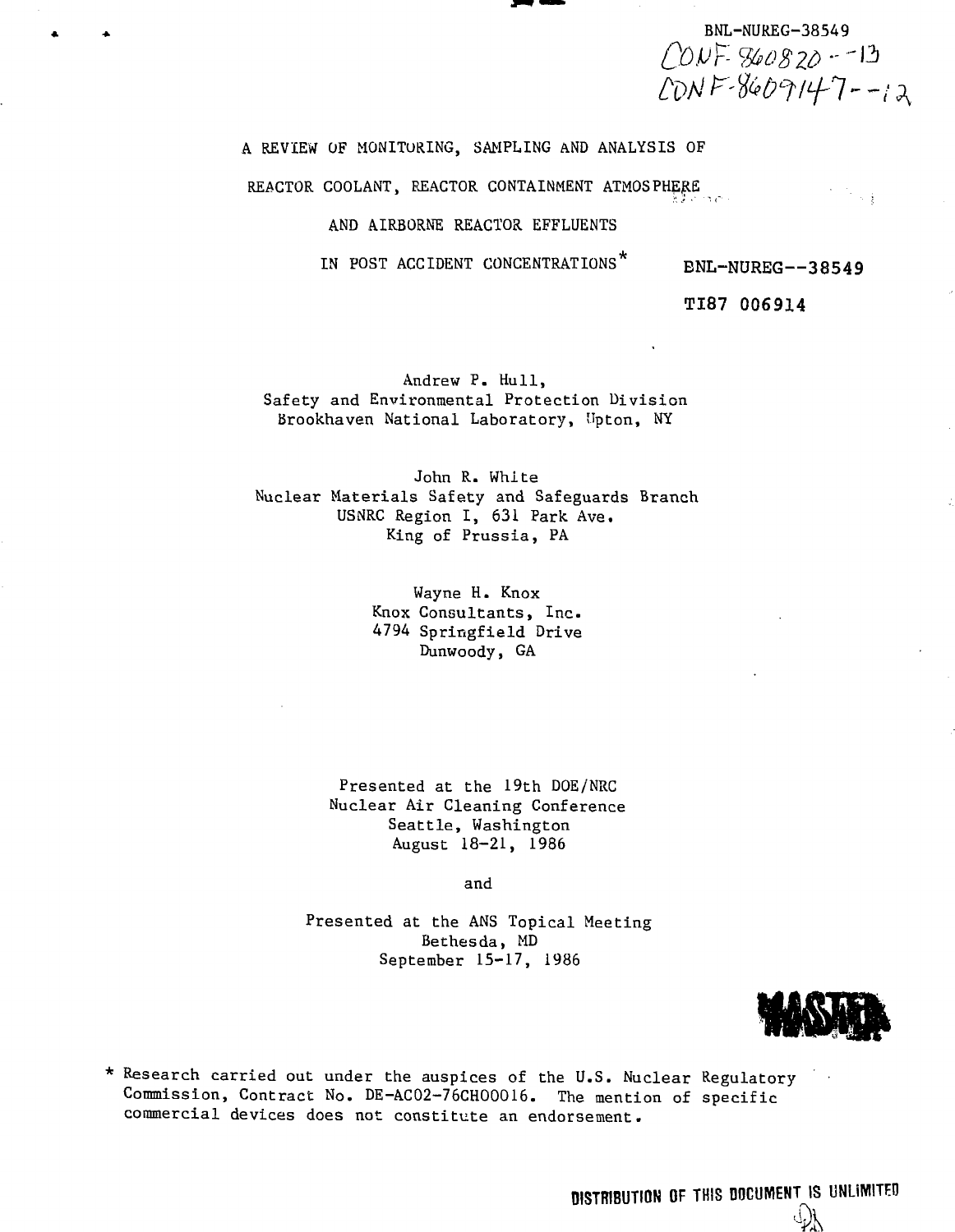BNL-NUREG-38549

CONF-860820--13

CONF-8609147--12

# A REVIEW OF MONITORING, SAMPLING AND ANALYSIS OF REACTOR COOLANT, REACTOR CONTAINMENT ATMOSPHERE AND AIRBORNE REACTOR EFFLUENTS IN POST ACCIDENT CONCENTRATIONS*

BNL-NUREG--38549

TI87 006914

Andrew P. Hull,
Safety and Environmental Protection Division
Brookhaven National Laboratory, Upton, NY

John R. White
Nuclear Materials Safety and Safeguards Branch
USNRC Region I, 631 Park Ave.
King of Prussia, PA

Wayne H. Knox
Knox Consultants, Inc.
4794 Springfield Drive
Dunwoody, GA

Presented at the 19th DOE/NRC
Nuclear Air Cleaning Conference
Seattle, Washington
August 18-21, 1986

and

Presented at the ANS Topical Meeting
Bethesda, MD
September 15-17, 1986

MASTER

\* Research carried out under the auspices of the U.S. Nuclear Regulatory Commission, Contract No. DE-AC02-76CH00016. The mention of specific commercial devices does not constitute an endorsement.

DISTRIBUTION OF THIS DOCUMENT IS UNLIMITED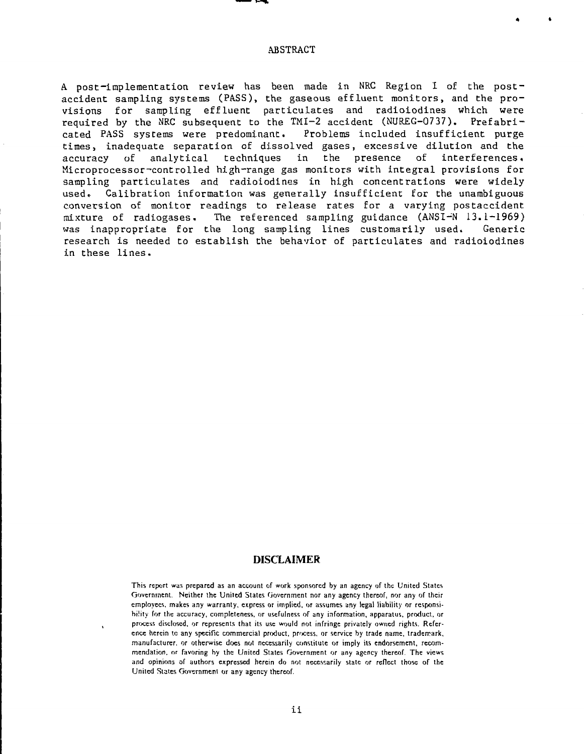# ABSTRACT

A post-implementation review has been made in NRC Region I of the post-accident sampling systems (PASS), the gaseous effluent monitors, and the provisions for sampling effluent particulates and radioiodines which were required by the NRC subsequent to the TMI-2 accident (NUREG-0737). Prefabricated PASS systems were predominant. Problems included insufficient purge times, inadequate separation of dissolved gases, excessive dilution and the accuracy of analytical techniques in the presence of interferences. Microprocessor-controlled high-range gas monitors with integral provisions for sampling particulates and radioiodines in high concentrations were widely used. Calibration information was generally insufficient for the unambiguous conversion of monitor readings to release rates for a varying postaccident mixture of radiogases. The referenced sampling guidance (ANSI-N 13.1-1969) was inappropriate for the long sampling lines customarily used. Generic research is needed to establish the behavior of particulates and radioiodines in these lines.

## DISCLAIMER

This report was prepared as an account of work sponsored by an agency of the United States Government. Neither the United States Government nor any agency thereof, nor any of their employees, makes any warranty, express or implied, or assumes any legal liability or responsibility for the accuracy, completeness, or usefulness of any information, apparatus, product, or process disclosed, or represents that its use would not infringe privately owned rights. Reference herein to any specific commercial product, process, or service by trade name, trademark, manufacturer, or otherwise does not necessarily constitute or imply its endorsement, recommendation, or favoring by the United States Government or any agency thereof. The views and opinions of authors expressed herein do not necessarily state or reflect those of the United States Government or any agency thereof.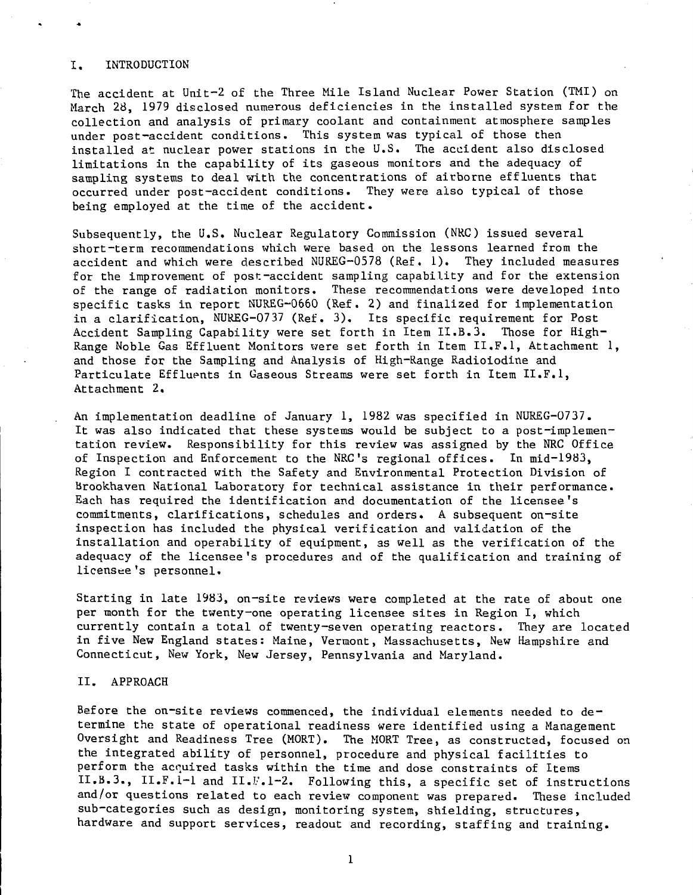## I. INTRODUCTION

The accident at Unit-2 of the Three Mile Island Nuclear Power Station (TMI) on March 28, 1979 disclosed numerous deficiencies in the installed system for the collection and analysis of primary coolant and containment atmosphere samples under post-accident conditions. This system was typical of those then installed at nuclear power stations in the U.S. The accident also disclosed limitations in the capability of its gaseous monitors and the adequacy of sampling systems to deal with the concentrations of airborne effluents that occurred under post-accident conditions. They were also typical of those being employed at the time of the accident.

Subsequently, the U.S. Nuclear Regulatory Commission (NRC) issued several short-term recommendations which were based on the lessons learned from the accident and which were described NUREG-0578 (Ref. 1). They included measures for the improvement of post-accident sampling capability and for the extension of the range of radiation monitors. These recommendations were developed into specific tasks in report NUREG-0660 (Ref. 2) and finalized for implementation in a clarification, NUREG-0737 (Ref. 3). Its specific requirement for Post Accident Sampling Capability were set forth in Item II.B.3. Those for High-Range Noble Gas Effluent Monitors were set forth in Item II.F.1, Attachment 1, and those for the Sampling and Analysis of High-Range Radioiodine and Particulate Effluents in Gaseous Streams were set forth in Item II.F.1, Attachment 2.

An implementation deadline of January 1, 1982 was specified in NUREG-0737. It was also indicated that these systems would be subject to a post-implementation review. Responsibility for this review was assigned by the NRC Office of Inspection and Enforcement to the NRC's regional offices. In mid-1983, Region I contracted with the Safety and Environmental Protection Division of Brookhaven National Laboratory for technical assistance in their performance. Each has required the identification and documentation of the licensee's commitments, clarifications, schedules and orders. A subsequent on-site inspection has included the physical verification and validation of the installation and operability of equipment, as well as the verification of the adequacy of the licensee's procedures and of the qualification and training of licensee's personnel.

Starting in late 1983, on-site reviews were completed at the rate of about one per month for the twenty-one operating licensee sites in Region I, which currently contain a total of twenty-seven operating reactors. They are located in five New England states: Maine, Vermont, Massachusetts, New Hampshire and Connecticut, New York, New Jersey, Pennsylvania and Maryland.

## II. APPROACH

Before the on-site reviews commenced, the individual elements needed to determine the state of operational readiness were identified using a Management Oversight and Readiness Tree (MORT). The MORT Tree, as constructed, focused on the integrated ability of personnel, procedure and physical facilities to perform the acquired tasks within the time and dose constraints of Items II.B.3., II.F.1-1 and II.F.1-2. Following this, a specific set of instructions and/or questions related to each review component was prepared. These included sub-categories such as design, monitoring system, shielding, structures, hardware and support services, readout and recording, staffing and training.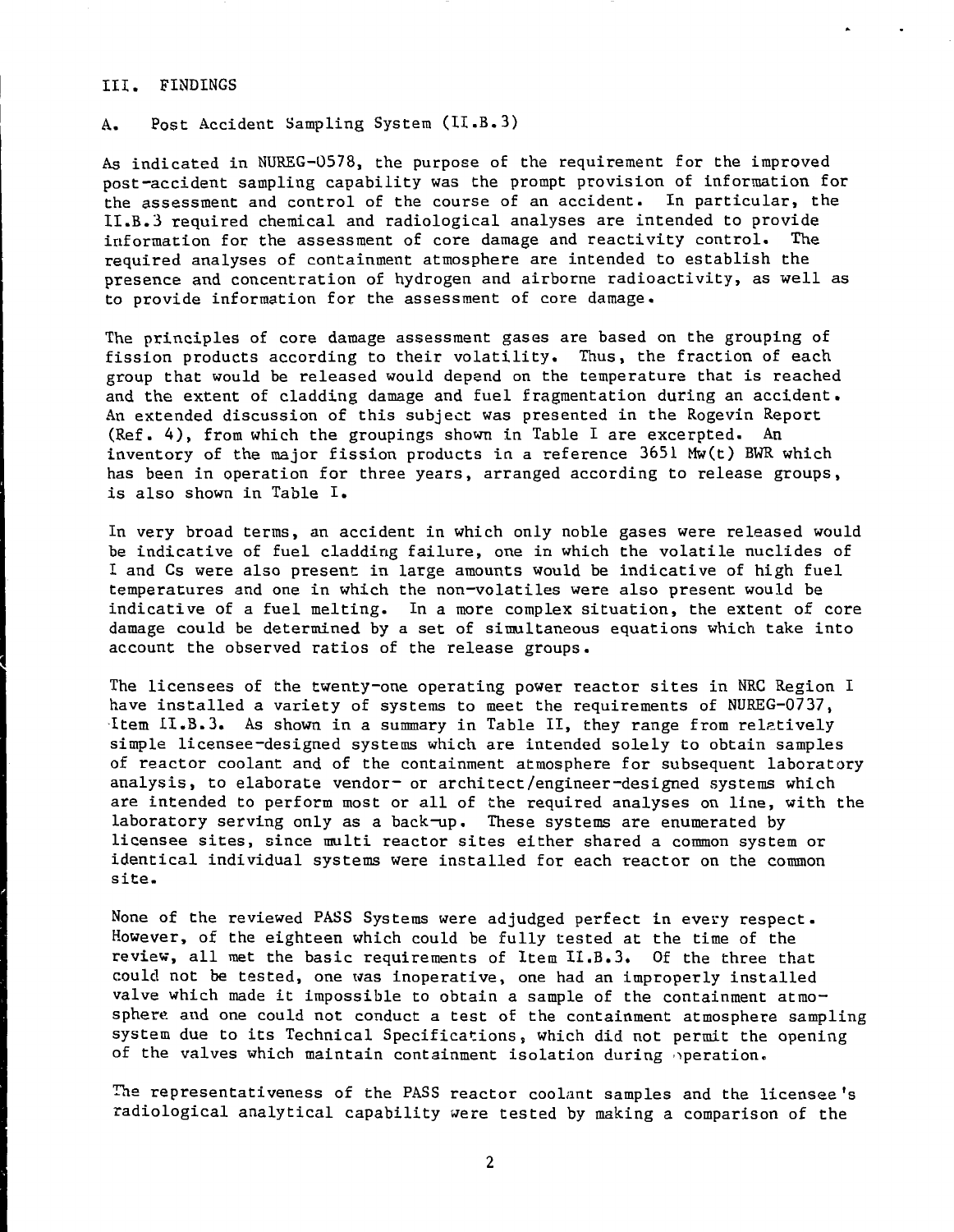## III. FINDINGS

### A. Post Accident Sampling System (II.B.3)

As indicated in NUREG-0578, the purpose of the requirement for the improved post-accident sampling capability was the prompt provision of information for the assessment and control of the course of an accident. In particular, the II.B.3 required chemical and radiological analyses are intended to provide information for the assessment of core damage and reactivity control. The required analyses of containment atmosphere are intended to establish the presence and concentration of hydrogen and airborne radioactivity, as well as to provide information for the assessment of core damage.

The principles of core damage assessment gases are based on the grouping of fission products according to their volatility. Thus, the fraction of each group that would be released would depend on the temperature that is reached and the extent of cladding damage and fuel fragmentation during an accident. An extended discussion of this subject was presented in the Rogevin Report (Ref. 4), from which the groupings shown in Table I are excerpted. An inventory of the major fission products in a reference 3651 Mw(t) BWR which has been in operation for three years, arranged according to release groups, is also shown in Table I.

In very broad terms, an accident in which only noble gases were released would be indicative of fuel cladding failure, one in which the volatile nuclides of I and Cs were also present in large amounts would be indicative of high fuel temperatures and one in which the non-volatiles were also present would be indicative of a fuel melting. In a more complex situation, the extent of core damage could be determined by a set of simultaneous equations which take into account the observed ratios of the release groups.

The licensees of the twenty-one operating power reactor sites in NRC Region I have installed a variety of systems to meet the requirements of NUREG-0737, Item II.B.3. As shown in a summary in Table II, they range from relatively simple licensee-designed systems which are intended solely to obtain samples of reactor coolant and of the containment atmosphere for subsequent laboratory analysis, to elaborate vendor- or architect/engineer-designed systems which are intended to perform most or all of the required analyses on line, with the laboratory serving only as a back-up. These systems are enumerated by licensee sites, since multi reactor sites either shared a common system or identical individual systems were installed for each reactor on the common site.

None of the reviewed PASS Systems were adjudged perfect in every respect. However, of the eighteen which could be fully tested at the time of the review, all met the basic requirements of Item II.B.3. Of the three that could not be tested, one was inoperative, one had an improperly installed valve which made it impossible to obtain a sample of the containment atmosphere and one could not conduct a test of the containment atmosphere sampling system due to its Technical Specifications, which did not permit the opening of the valves which maintain containment isolation during operation.

The representativeness of the PASS reactor coolant samples and the licensee's radiological analytical capability were tested by making a comparison of the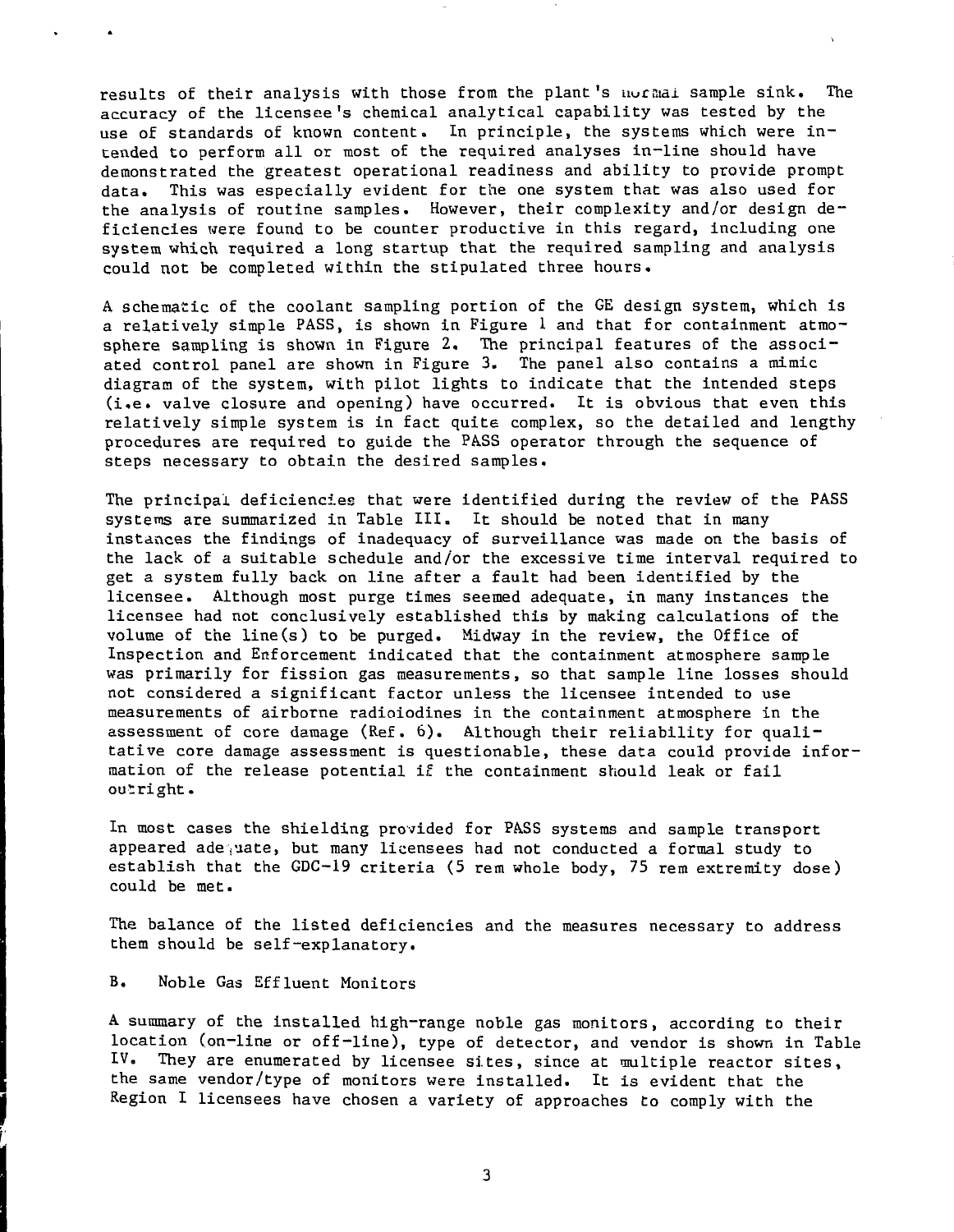results of their analysis with those from the plant's normal sample sink. The accuracy of the licensee's chemical analytical capability was tested by the use of standards of known content. In principle, the systems which were intended to perform all or most of the required analyses in-line should have demonstrated the greatest operational readiness and ability to provide prompt data. This was especially evident for the one system that was also used for the analysis of routine samples. However, their complexity and/or design deficiencies were found to be counter productive in this regard, including one system which required a long startup that the required sampling and analysis could not be completed within the stipulated three hours.

A schematic of the coolant sampling portion of the GE design system, which is a relatively simple PASS, is shown in Figure 1 and that for containment atmosphere sampling is shown in Figure 2. The principal features of the associated control panel are shown in Figure 3. The panel also contains a mimic diagram of the system, with pilot lights to indicate that the intended steps (i.e. valve closure and opening) have occurred. It is obvious that even this relatively simple system is in fact quite complex, so the detailed and lengthy procedures are required to guide the PASS operator through the sequence of steps necessary to obtain the desired samples.

The principal deficiencies that were identified during the review of the PASS systems are summarized in Table III. It should be noted that in many instances the findings of inadequacy of surveillance was made on the basis of the lack of a suitable schedule and/or the excessive time interval required to get a system fully back on line after a fault had been identified by the licensee. Although most purge times seemed adequate, in many instances the licensee had not conclusively established this by making calculations of the volume of the line(s) to be purged. Midway in the review, the Office of Inspection and Enforcement indicated that the containment atmosphere sample was primarily for fission gas measurements, so that sample line losses should not considered a significant factor unless the licensee intended to use measurements of airborne radioiodines in the containment atmosphere in the assessment of core damage (Ref. 6). Although their reliability for qualitative core damage assessment is questionable, these data could provide information of the release potential if the containment should leak or fail outright.

In most cases the shielding provided for PASS systems and sample transport appeared adequate, but many licensees had not conducted a formal study to establish that the GDC-19 criteria (5 rem whole body, 75 rem extremity dose) could be met.

The balance of the listed deficiencies and the measures necessary to address them should be self-explanatory.

## B. Noble Gas Effluent Monitors

A summary of the installed high-range noble gas monitors, according to their location (on-line or off-line), type of detector, and vendor is shown in Table IV. They are enumerated by licensee sites, since at multiple reactor sites, the same vendor/type of monitors were installed. It is evident that the Region I licensees have chosen a variety of approaches to comply with the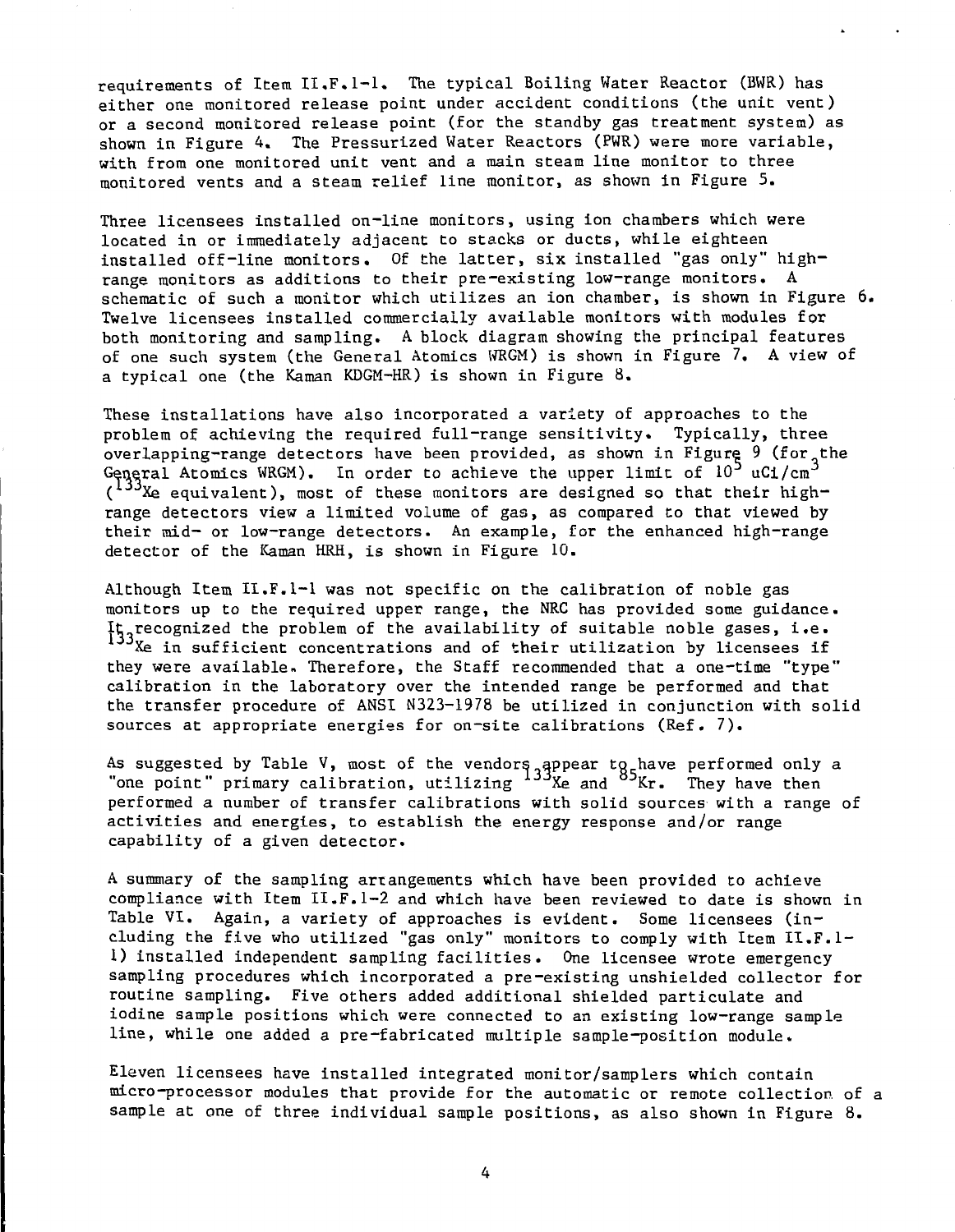requirements of Item II.F.1-1. The typical Boiling Water Reactor (BWR) has either one monitored release point under accident conditions (the unit vent) or a second monitored release point (for the standby gas treatment system) as shown in Figure 4. The Pressurized Water Reactors (PWR) were more variable, with from one monitored unit vent and a main steam line monitor to three monitored vents and a steam relief line monitor, as shown in Figure 5.

Three licensees installed on-line monitors, using ion chambers which were located in or immediately adjacent to stacks or ducts, while eighteen installed off-line monitors. Of the latter, six installed "gas only" high-range monitors as additions to their pre-existing low-range monitors. A schematic of such a monitor which utilizes an ion chamber, is shown in Figure 6. Twelve licensees installed commercially available monitors with modules for both monitoring and sampling. A block diagram showing the principal features of one such system (the General Atomics WRGM) is shown in Figure 7. A view of a typical one (the Kaman KDGM-HR) is shown in Figure 8.

These installations have also incorporated a variety of approaches to the problem of achieving the required full-range sensitivity. Typically, three overlapping-range detectors have been provided, as shown in Figure 9 (for the General Atomics WRGM). In order to achieve the upper limit of $10^5$ uCi/cm$^3$ ($^{133}Xe$ equivalent), most of these monitors are designed so that their high-range detectors view a limited volume of gas, as compared to that viewed by their mid- or low-range detectors. An example, for the enhanced high-range detector of the Kaman HRH, is shown in Figure 10.

Although Item II.F.1-1 was not specific on the calibration of noble gas monitors up to the required upper range, the NRC has provided some guidance. It recognized the problem of the availability of suitable noble gases, i.e. $^{133}Xe$ in sufficient concentrations and of their utilization by licensees if they were available. Therefore, the Staff recommended that a one-time "type" calibration in the laboratory over the intended range be performed and that the transfer procedure of ANSI N323-1978 be utilized in conjunction with solid sources at appropriate energies for on-site calibrations (Ref. 7).

As suggested by Table V, most of the vendors appear to have performed only a "one point" primary calibration, utilizing $^{133}Xe$ and $^{85}Kr$. They have then performed a number of transfer calibrations with solid sources with a range of activities and energies, to establish the energy response and/or range capability of a given detector.

A summary of the sampling arrangements which have been provided to achieve compliance with Item II.F.1-2 and which have been reviewed to date is shown in Table VI. Again, a variety of approaches is evident. Some licensees (including the five who utilized "gas only" monitors to comply with Item II.F.1-1) installed independent sampling facilities. One licensee wrote emergency sampling procedures which incorporated a pre-existing unshielded collector for routine sampling. Five others added additional shielded particulate and iodine sample positions which were connected to an existing low-range sample line, while one added a pre-fabricated multiple sample-position module.

Eleven licensees have installed integrated monitor/samplers which contain micro-processor modules that provide for the automatic or remote collection of a sample at one of three individual sample positions, as also shown in Figure 8.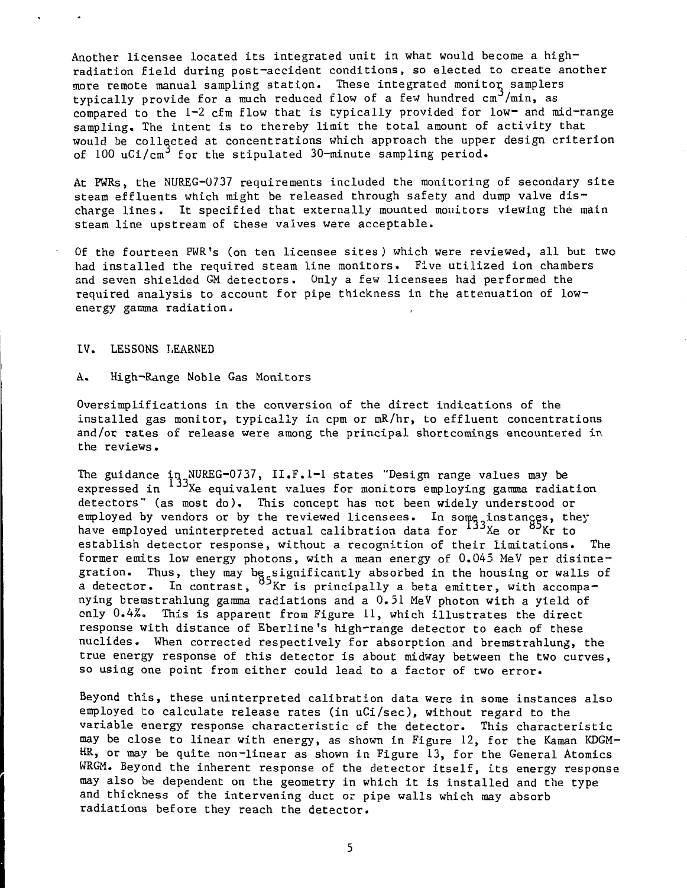Another licensee located its integrated unit in what would become a high-radiation field during post-accident conditions, so elected to create another more remote manual sampling station. These integrated monitor samplers typically provide for a much reduced flow of a few hundred $cm^3$/min, as compared to the 1-2 cfm flow that is typically provided for low- and mid-range sampling. The intent is to thereby limit the total amount of activity that would be collected at concentrations which approach the upper design criterion of 100 uCi/$cm^3$ for the stipulated 30-minute sampling period.

At PWRs, the NUREG-0737 requirements included the monitoring of secondary site steam effluents which might be released through safety and dump valve discharge lines. It specified that externally mounted monitors viewing the main steam line upstream of these valves were acceptable.

Of the fourteen PWR's (on ten licensee sites) which were reviewed, all but two had installed the required steam line monitors. Five utilized ion chambers and seven shielded GM detectors. Only a few licensees had performed the required analysis to account for pipe thickness in the attenuation of low-energy gamma radiation.

## IV. LESSONS LEARNED

### A. High-Range Noble Gas Monitors

Oversimplifications in the conversion of the direct indications of the installed gas monitor, typically in cpm or mR/hr, to effluent concentrations and/or rates of release were among the principal shortcomings encountered in the reviews.

The guidance in NUREG-0737, II.F.1-1 states "Design range values may be expressed in $^{133}$Xe equivalent values for monitors employing gamma radiation detectors" (as most do). This concept has not been widely understood or employed by vendors or by the reviewed licensees. In some instances, they have employed uninterpreted actual calibration data for $^{133}$Xe or $^{85}$Kr to establish detector response, without a recognition of their limitations. The former emits low energy photons, with a mean energy of 0.045 MeV per disintegration. Thus, they may be significantly absorbed in the housing or walls of a detector. In contrast, $^{85}$Kr is principally a beta emitter, with accompanying bremstrahlung gamma radiations and a 0.51 MeV photon with a yield of only 0.4%. This is apparent from Figure 11, which illustrates the direct response with distance of Eberline's high-range detector to each of these nuclides. When corrected respectively for absorption and bremstrahlung, the true energy response of this detector is about midway between the two curves, so using one point from either could lead to a factor of two error.

Beyond this, these uninterpreted calibration data were in some instances also employed to calculate release rates (in uCi/sec), without regard to the variable energy response characteristic of the detector. This characteristic may be close to linear with energy, as shown in Figure 12, for the Kaman KDGM-HR, or may be quite non-linear as shown in Figure 13, for the General Atomics WRGM. Beyond the inherent response of the detector itself, its energy response may also be dependent on the geometry in which it is installed and the type and thickness of the intervening duct or pipe walls which may absorb radiations before they reach the detector.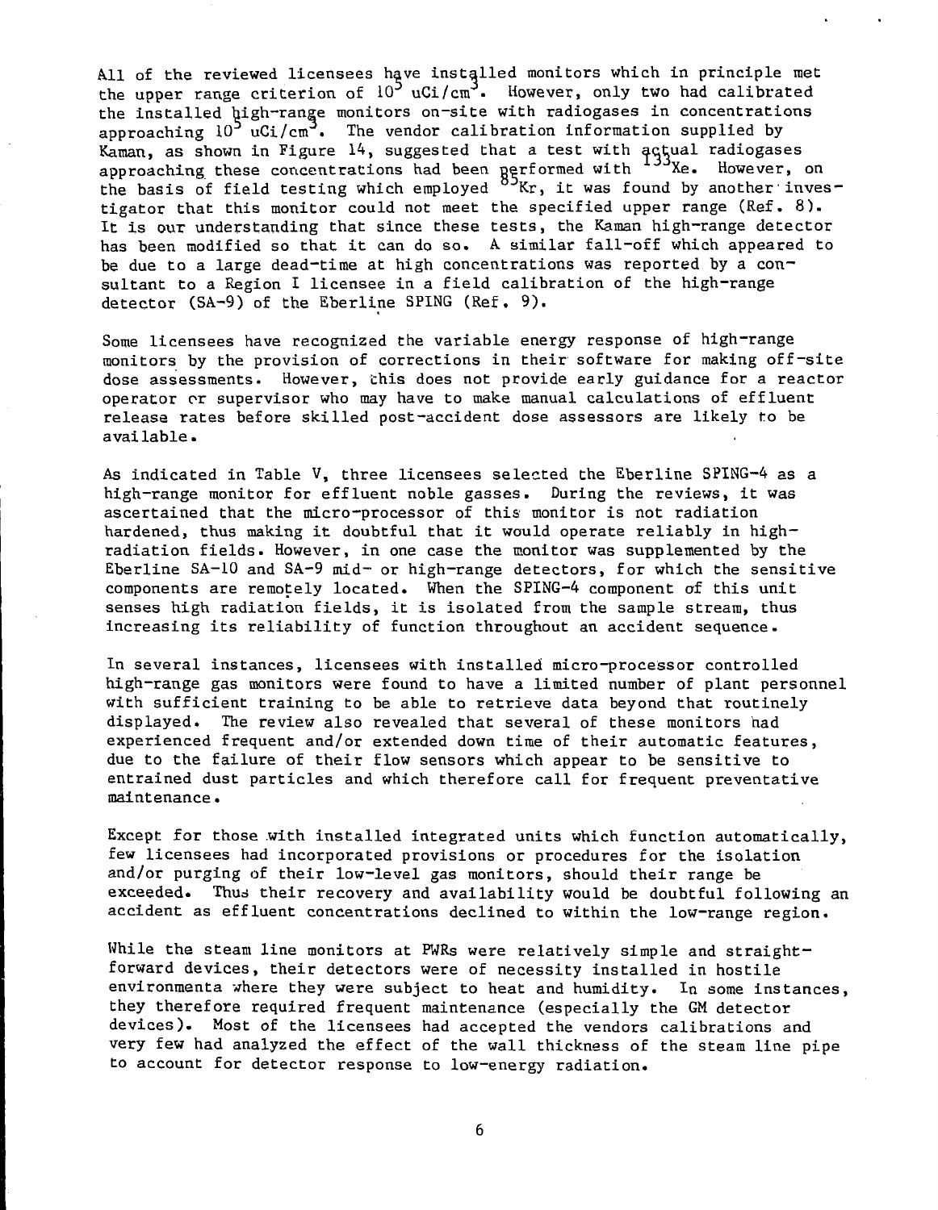All of the reviewed licensees have installed monitors which in principle met the upper range criterion of $10^5$ uCi/cm$^3$. However, only two had calibrated the installed high-range monitors on-site with radiogases in concentrations approaching $10^5$ uCi/cm$^3$. The vendor calibration information supplied by Kaman, as shown in Figure 14, suggested that a test with actual radiogases approaching these concentrations had been performed with $^{133}$Xe. However, on the basis of field testing which employed $^{85}$Kr, it was found by another investigator that this monitor could not meet the specified upper range (Ref. 8). It is our understanding that since these tests, the Kaman high-range detector has been modified so that it can do so. A similar fall-off which appeared to be due to a large dead-time at high concentrations was reported by a consultant to a Region I licensee in a field calibration of the high-range detector (SA-9) of the Eberline SPING (Ref. 9).

Some licensees have recognized the variable energy response of high-range monitors by the provision of corrections in their software for making off-site dose assessments. However, this does not provide early guidance for a reactor operator or supervisor who may have to make manual calculations of effluent release rates before skilled post-accident dose assessors are likely to be available.

As indicated in Table V, three licensees selected the Eberline SPING-4 as a high-range monitor for effluent noble gasses. During the reviews, it was ascertained that the micro-processor of this monitor is not radiation hardened, thus making it doubtful that it would operate reliably in high-radiation fields. However, in one case the monitor was supplemented by the Eberline SA-10 and SA-9 mid- or high-range detectors, for which the sensitive components are remotely located. When the SPING-4 component of this unit senses high radiation fields, it is isolated from the sample stream, thus increasing its reliability of function throughout an accident sequence.

In several instances, licensees with installed micro-processor controlled high-range gas monitors were found to have a limited number of plant personnel with sufficient training to be able to retrieve data beyond that routinely displayed. The review also revealed that several of these monitors had experienced frequent and/or extended down time of their automatic features, due to the failure of their flow sensors which appear to be sensitive to entrained dust particles and which therefore call for frequent preventative maintenance.

Except for those with installed integrated units which function automatically, few licensees had incorporated provisions or procedures for the isolation and/or purging of their low-level gas monitors, should their range be exceeded. Thus their recovery and availability would be doubtful following an accident as effluent concentrations declined to within the low-range region.

While the steam line monitors at PWRs were relatively simple and straightforward devices, their detectors were of necessity installed in hostile environmenta where they were subject to heat and humidity. In some instances, they therefore required frequent maintenance (especially the GM detector devices). Most of the licensees had accepted the vendors calibrations and very few had analyzed the effect of the wall thickness of the steam line pipe to account for detector response to low-energy radiation.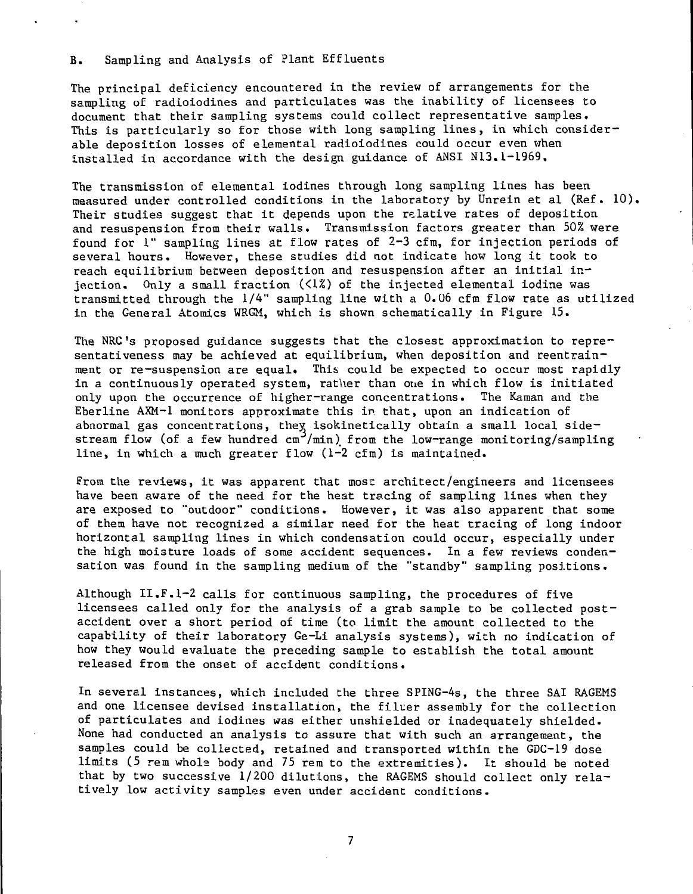## B. Sampling and Analysis of Plant Effluents

The principal deficiency encountered in the review of arrangements for the sampling of radioiodines and particulates was the inability of licensees to document that their sampling systems could collect representative samples. This is particularly so for those with long sampling lines, in which considerable deposition losses of elemental radioiodines could occur even when installed in accordance with the design guidance of ANSI N13.1-1969.

The transmission of elemental iodines through long sampling lines has been measured under controlled conditions in the laboratory by Unrein et al (Ref. 10). Their studies suggest that it depends upon the relative rates of deposition and resuspension from their walls. Transmission factors greater than 50% were found for 1" sampling lines at flow rates of 2-3 cfm, for injection periods of several hours. However, these studies did not indicate how long it took to reach equilibrium between deposition and resuspension after an initial injection. Only a small fraction (<1%) of the injected elemental iodine was transmitted through the 1/4" sampling line with a 0.06 cfm flow rate as utilized in the General Atomics WRGM, which is shown schematically in Figure 15.

The NRC's proposed guidance suggests that the closest approximation to representativeness may be achieved at equilibrium, when deposition and reentrainment or re-suspension are equal. This could be expected to occur most rapidly in a continuously operated system, rather than one in which flow is initiated only upon the occurrence of higher-range concentrations. The Kaman and the Eberline AXM-1 monitors approximate this in that, upon an indication of abnormal gas concentrations, they isokinetically obtain a small local sidestream flow (of a few hundred $cm^3/min$) from the low-range monitoring/sampling line, in which a much greater flow (1-2 cfm) is maintained.

From the reviews, it was apparent that most architect/engineers and licensees have been aware of the need for the heat tracing of sampling lines when they are exposed to "outdoor" conditions. However, it was also apparent that some of them have not recognized a similar need for the heat tracing of long indoor horizontal sampling lines in which condensation could occur, especially under the high moisture loads of some accident sequences. In a few reviews condensation was found in the sampling medium of the "standby" sampling positions.

Although II.F.1-2 calls for continuous sampling, the procedures of five licensees called only for the analysis of a grab sample to be collected post-accident over a short period of time (to limit the amount collected to the capability of their laboratory Ge-Li analysis systems), with no indication of how they would evaluate the preceding sample to establish the total amount released from the onset of accident conditions.

In several instances, which included the three SPING-4s, the three SAI RAGEMS and one licensee devised installation, the filter assembly for the collection of particulates and iodines was either unshielded or inadequately shielded. None had conducted an analysis to assure that with such an arrangement, the samples could be collected, retained and transported within the GDC-19 dose limits (5 rem whole body and 75 rem to the extremities). It should be noted that by two successive 1/200 dilutions, the RAGEMS should collect only relatively low activity samples even under accident conditions.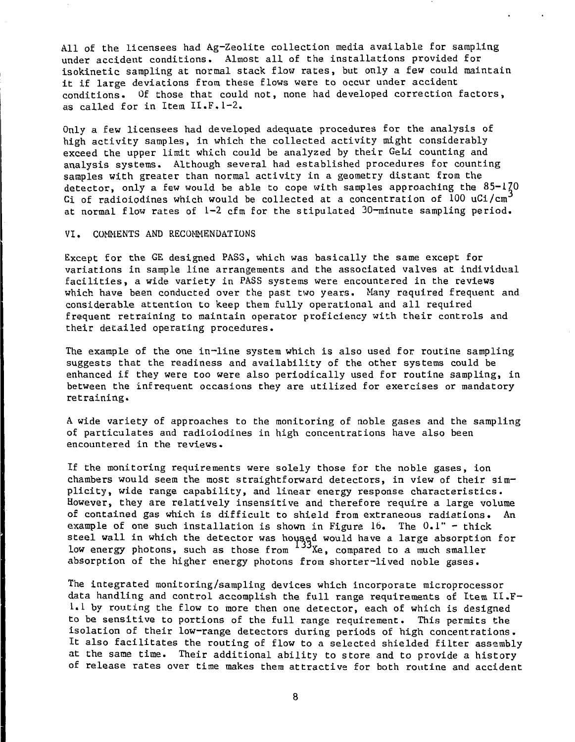All of the licensees had Ag-Zeolite collection media available for sampling under accident conditions. Almost all of the installations provided for isokinetic sampling at normal stack flow rates, but only a few could maintain it if large deviations from these flows were to occur under accident conditions. Of those that could not, none had developed correction factors, as called for in Item II.F.1-2.

Only a few licensees had developed adequate procedures for the analysis of high activity samples, in which the collected activity might considerably exceed the upper limit which could be analyzed by their GeLi counting and analysis systems. Although several had established procedures for counting samples with greater than normal activity in a geometry distant from the detector, only a few would be able to cope with samples approaching the 85-170 Ci of radioiodines which would be collected at a concentration of 100 $uCi/cm^3$ at normal flow rates of 1-2 cfm for the stipulated 30-minute sampling period.

## VI. COMMENTS AND RECOMMENDATIONS

Except for the GE designed PASS, which was basically the same except for variations in sample line arrangements and the associated valves at individual facilities, a wide variety in PASS systems were encountered in the reviews which have been conducted over the past two years. Many required frequent and considerable attention to keep them fully operational and all required frequent retraining to maintain operator proficiency with their controls and their detailed operating procedures.

The example of the one in-line system which is also used for routine sampling suggests that the readiness and availability of the other systems could be enhanced if they were too were also periodically used for routine sampling, in between the infrequent occasions they are utilized for exercises or mandatory retraining.

A wide variety of approaches to the monitoring of noble gases and the sampling of particulates and radioiodines in high concentrations have also been encountered in the reviews.

If the monitoring requirements were solely those for the noble gases, ion chambers would seem the most straightforward detectors, in view of their simplicity, wide range capability, and linear energy response characteristics. However, they are relatively insensitive and therefore require a large volume of contained gas which is difficult to shield from extraneous radiations. An example of one such installation is shown in Figure 16. The 0.1" - thick steel wall in which the detector was housed would have a large absorption for low energy photons, such as those from $^{133}Xe$, compared to a much smaller absorption of the higher energy photons from shorter-lived noble gases.

The integrated monitoring/sampling devices which incorporate microprocessor data handling and control accomplish the full range requirements of Item II.F-1.1 by routing the flow to more then one detector, each of which is designed to be sensitive to portions of the full range requirement. This permits the isolation of their low-range detectors during periods of high concentrations. It also facilitates the routing of flow to a selected shielded filter assembly at the same time. Their additional ability to store and to provide a history of release rates over time makes them attractive for both routine and accident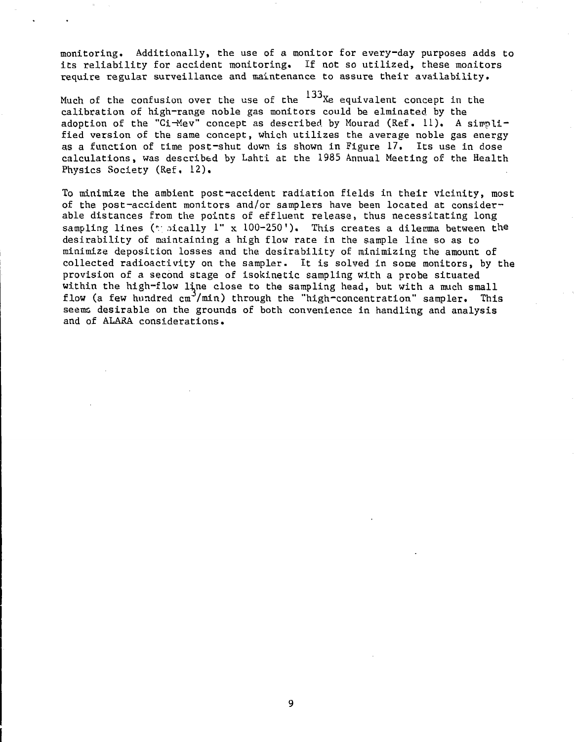monitoring. Additionally, the use of a monitor for every-day purposes adds to its reliability for accident monitoring. If not so utilized, these monitors require regular surveillance and maintenance to assure their availability.

Much of the confusion over the use of the $^{133}$Xe equivalent concept in the calibration of high-range noble gas monitors could be elminated by the adoption of the "Ci-Mev" concept as described by Mourad (Ref. 11). A simplified version of the same concept, which utilizes the average noble gas energy as a function of time post-shut down is shown in Figure 17. Its use in dose calculations, was described by Lahti at the 1985 Annual Meeting of the Health Physics Society (Ref. 12).

To minimize the ambient post-accident radiation fields in their vicinity, most of the post-accident monitors and/or samplers have been located at considerable distances from the points of effluent release, thus necessitating long sampling lines (typically 1" x 100-250'). This creates a dilemma between the desirability of maintaining a high flow rate in the sample line so as to minimize deposition losses and the desirability of minimizing the amount of collected radioactivity on the sampler. It is solved in some monitors, by the provision of a second stage of isokinetic sampling with a probe situated within the high-flow line close to the sampling head, but with a much small flow (a few hundred $cm^3$/min) through the "high-concentration" sampler. This seems desirable on the grounds of both convenience in handling and analysis and of ALARA considerations.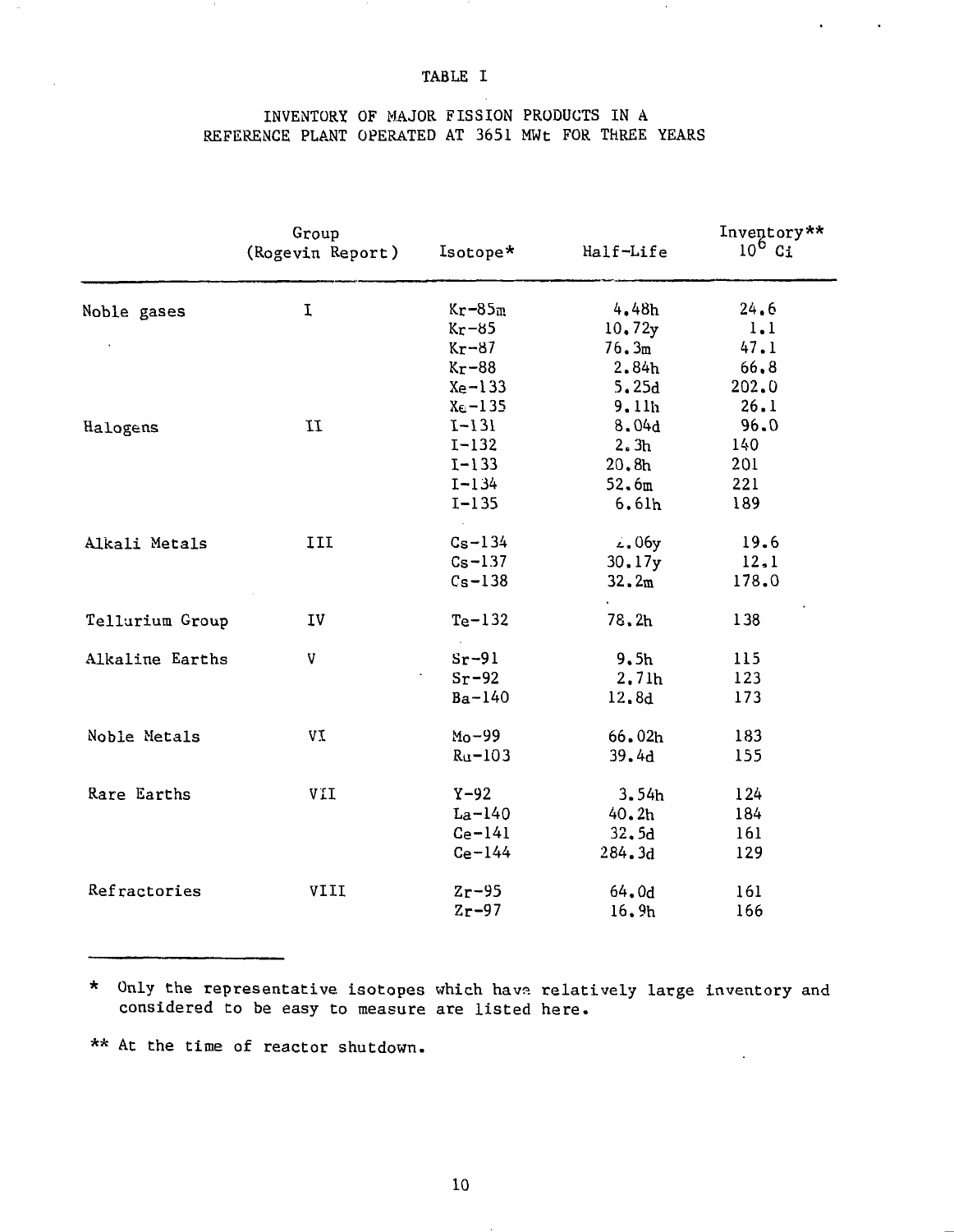TABLE I

INVENTORY OF MAJOR FISSION PRODUCTS IN A REFERENCE PLANT OPERATED AT 3651 MWt FOR THREE YEARS

| | Group (Rogevin Report) | Isotope* | Half-Life | Inventory** $10^6$ Ci |
|---|---|---|---|---|
| Noble gases | I | Kr-85m | 4.48h | 24.6 |
| | | Kr-85 | 10.72y | 1.1 |
| | | Kr-87 | 76.3m | 47.1 |
| | | Kr-88 | 2.84h | 66.8 |
| | | Xe-133 | 5.25d | 202.0 |
| | | Xe-135 | 9.11h | 26.1 |
| Halogens | II | I-131 | 8.04d | 96.0 |
| | | I-132 | 2.3h | 140 |
| | | I-133 | 20.8h | 201 |
| | | I-134 | 52.6m | 221 |
| | | I-135 | 6.61h | 189 |
| Alkali Metals | III | Cs-134 | 2.06y | 19.6 |
| | | Cs-137 | 30.17y | 12.1 |
| | | Cs-138 | 32.2m | 178.0 |
| Tellurium Group | IV | Te-132 | 78.2h | 138 |
| Alkaline Earths | V | Sr-91 | 9.5h | 115 |
| | | Sr-92 | 2.71h | 123 |
| | | Ba-140 | 12.8d | 173 |
| Noble Metals | VI | Mo-99 | 66.02h | 183 |
| | | Ru-103 | 39.4d | 155 |
| Rare Earths | VII | Y-92 | 3.54h | 124 |
| | | La-140 | 40.2h | 184 |
| | | Ce-141 | 32.5d | 161 |
| | | Ce-144 | 284.3d | 129 |
| Refractories | VIII | Zr-95 | 64.0d | 161 |
| | | Zr-97 | 16.9h | 166 |

\* Only the representative isotopes which have relatively large inventory and considered to be easy to measure are listed here.

\** At the time of reactor shutdown.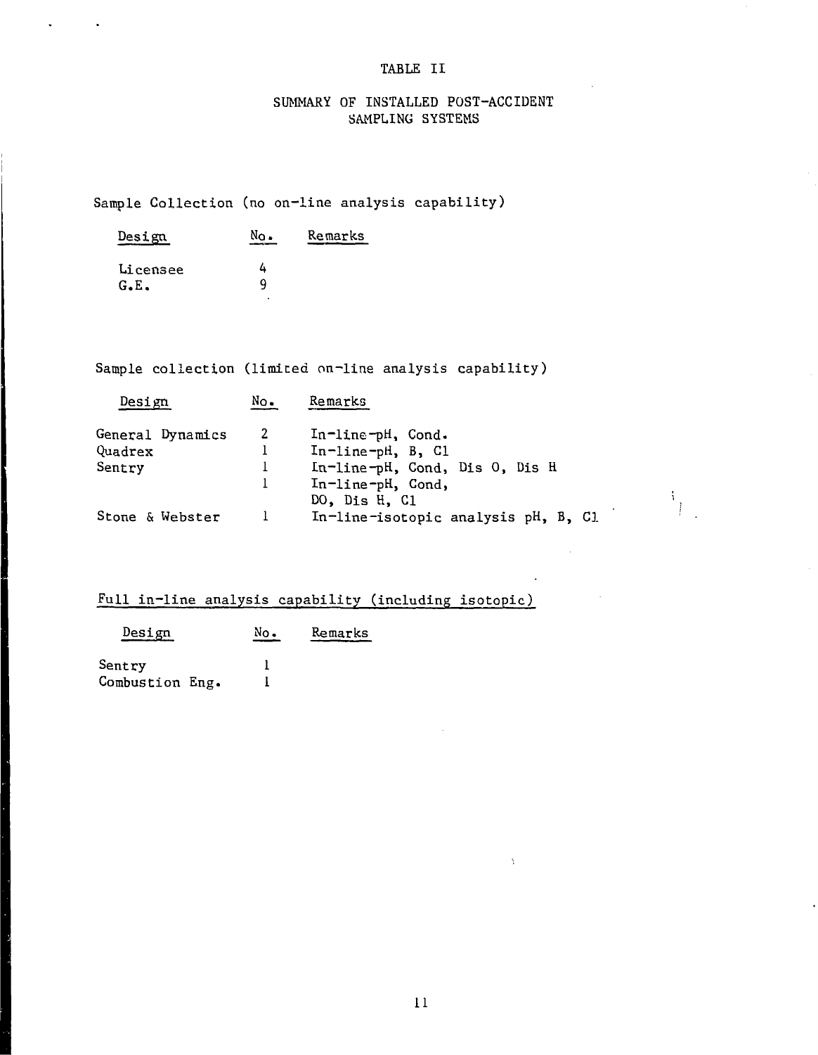TABLE II

SUMMARY OF INSTALLED POST-ACCIDENT SAMPLING SYSTEMS

Sample Collection (no on-line analysis capability)

| Design | No. | Remarks |
|---|---|---|
| Licensee | 4 | |
| G.E. | 9 | |

Sample collection (limited on-line analysis capability)

| Design | No. | Remarks |
|---|---|---|
| General Dynamics | 2 | In-line-pH, Cond. |
| Quadrex | 1 | In-line-pH, B, Cl |
| Sentry | 1 | In-line-pH, Cond, Dis O, Dis H |
| | 1 | In-line-pH, Cond, DO, Dis H, Cl |
| Stone & Webster | 1 | In-line-isotopic analysis pH, B, Cl |

Full in-line analysis capability (including isotopic)

| Design | No. | Remarks |
|---|---|---|
| Sentry | 1 | |
| Combustion Eng. | 1 | |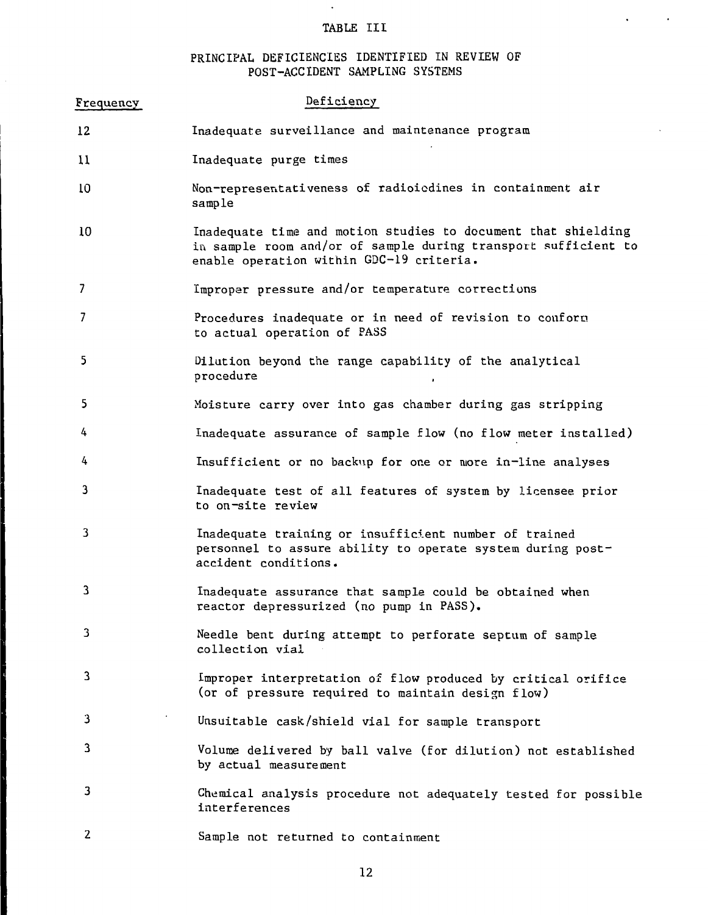TABLE III

PRINCIPAL DEFICIENCIES IDENTIFIED IN REVIEW OF POST-ACCIDENT SAMPLING SYSTEMS

| Frequency | Deficiency |
|---|---|
| 12 | Inadequate surveillance and maintenance program |
| 11 | Inadequate purge times |
| 10 | Non-representativeness of radioiodines in containment air sample |
| 10 | Inadequate time and motion studies to document that shielding in sample room and/or of sample during transport sufficient to enable operation within GDC-19 criteria. |
| 7 | Improper pressure and/or temperature corrections |
| 7 | Procedures inadequate or in need of revision to conform to actual operation of PASS |
| 5 | Dilution beyond the range capability of the analytical procedure |
| 5 | Moisture carry over into gas chamber during gas stripping |
| 4 | Inadequate assurance of sample flow (no flow meter installed) |
| 4 | Insufficient or no backup for one or more in-line analyses |
| 3 | Inadequate test of all features of system by licensee prior to on-site review |
| 3 | Inadequate training or insufficient number of trained personnel to assure ability to operate system during post-accident conditions. |
| 3 | Inadequate assurance that sample could be obtained when reactor depressurized (no pump in PASS). |
| 3 | Needle bent during attempt to perforate septum of sample collection vial |
| 3 | Improper interpretation of flow produced by critical orifice (or of pressure required to maintain design flow) |
| 3 | Unsuitable cask/shield vial for sample transport |
| 3 | Volume delivered by ball valve (for dilution) not established by actual measurement |
| 3 | Chemical analysis procedure not adequately tested for possible interferences |
| 2 | Sample not returned to containment |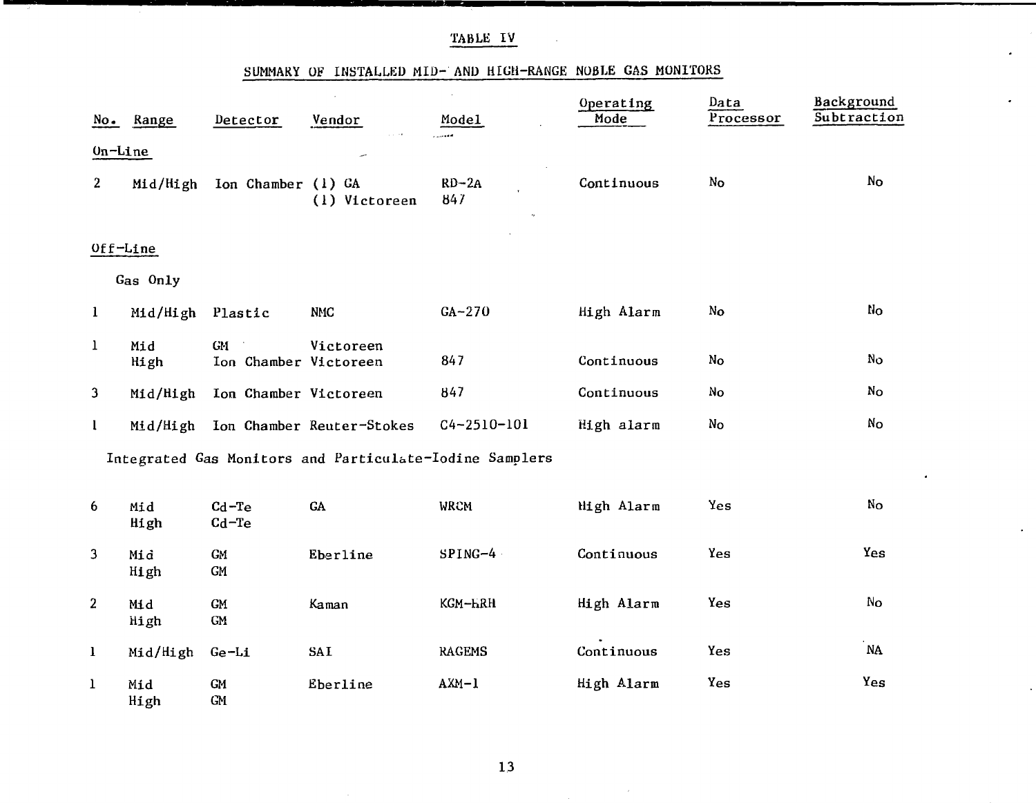# TABLE IV

## SUMMARY OF INSTALLED MID- AND HIGH-RANGE NOBLE GAS MONITORS

| No. | Range | Detector | Vendor | Model | Operating Mode | Data Processor | Background Subtraction |
|---|---|---|---|---|---|---|---|
| **On-Line** | | | | | | | |
| 2 | Mid/High | Ion Chamber | (1) GA<br>(1) Victoreen | RD-2A<br>847 | Continuous | No | No |
| **Off-Line** | | | | | | | |
| Gas Only | | | | | | | |
| 1 | Mid/High | Plastic | NMC | GA-270 | High Alarm | No | No |
| 1 | Mid<br>High | GM<br>Ion Chamber | Victoreen<br>Victoreen | 847 | Continuous | No | No |
| 3 | Mid/High | Ion Chamber | Victoreen | 847 | Continuous | No | No |
| 1 | Mid/High | Ion Chamber | Reuter-Stokes | C4-2510-101 | High alarm | No | No |
| Integrated Gas Monitors and Particulate-Iodine Samplers | | | | | | | |
| 6 | Mid<br>High | Cd-Te<br>Cd-Te | GA | WRCM | High Alarm | Yes | No |
| 3 | Mid<br>High | GM<br>GM | Eberline | SPING-4 | Continuous | Yes | Yes |
| 2 | Mid<br>High | GM<br>GM | Kaman | KGM-HRH | High Alarm | Yes | No |
| 1 | Mid/High | Ge-Li | SAI | RAGEMS | Continuous | Yes | NA |
| 1 | Mid<br>High | GM<br>GM | Eberline | AXM-1 | High Alarm | Yes | Yes |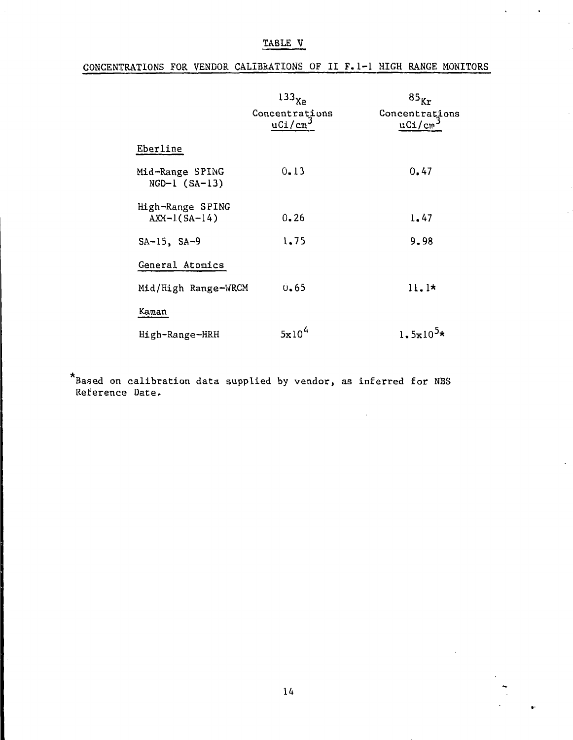# TABLE V

## CONCENTRATIONS FOR VENDOR CALIBRATIONS OF II F.1-1 HIGH RANGE MONITORS

| | $^{133}$Xe Concentrations uCi/cm$^3$ | $^{85}$Kr Concentrations uCi/cm$^3$ |
|---|---|---|
| Eberline | | |
| Mid-Range SPING NGD-1 (SA-13) | 0.13 | 0.47 |
| High-Range SPING AXM-1(SA-14) | 0.26 | 1.47 |
| SA-15, SA-9 | 1.75 | 9.98 |
| General Atomics | | |
| Mid/High Range-WRCM | 0.65 | 11.1* |
| Kaman | | |
| High-Range-HRH | $5 \times 10^4$ | $1.5 \times 10^5$* |

*Based on calibration data supplied by vendor, as inferred for NBS Reference Date.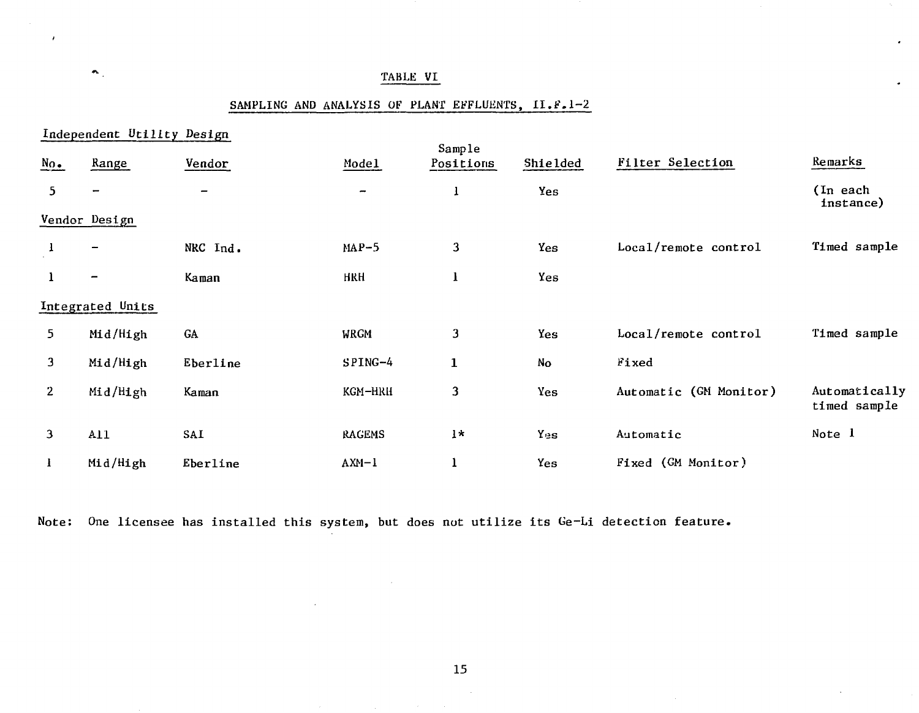# TABLE VI

## SAMPLING AND ANALYSIS OF PLANT EFFLUENTS, II.F.1-2

| No. | Range | Vendor | Model | Sample Positions | Shielded | Filter Selection | Remarks |
|---|---|---|---|---|---|---|---|
| **Independent Utility Design** | | | | | | | |
| 5 | - | - | - | 1 | Yes | | (In each instance) |
| **Vendor Design** | | | | | | | |
| 1 | - | NRC Ind. | MAP-5 | 3 | Yes | Local/remote control | Timed sample |
| 1 | - | Kaman | HRH | 1 | Yes | | |
| **Integrated Units** | | | | | | | |
| 5 | Mid/High | GA | WRGM | 3 | Yes | Local/remote control | Timed sample |
| 3 | Mid/High | Eberline | SPING-4 | 1 | No | Fixed | |
| 2 | Mid/High | Kaman | KGM-HRH | 3 | Yes | Automatic (GM Monitor) | Automatically timed sample |
| 3 | All | SAI | RAGEMS | 1* | Yes | Automatic | Note 1 |
| 1 | Mid/High | Eberline | AXM-1 | 1 | Yes | Fixed (GM Monitor) | |

Note: One licensee has installed this system, but does not utilize its Ge-Li detection feature.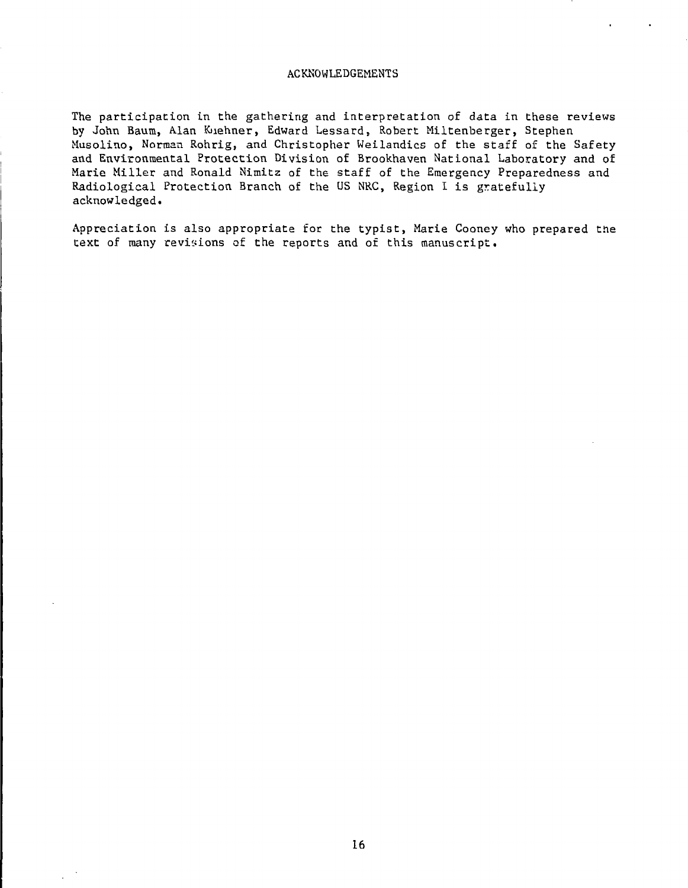# ACKNOWLEDGEMENTS

The participation in the gathering and interpretation of data in these reviews by John Baum, Alan Kuehner, Edward Lessard, Robert Miltenberger, Stephen Musolino, Norman Rohrig, and Christopher Weilandics of the staff of the Safety and Environmental Protection Division of Brookhaven National Laboratory and of Marie Miller and Ronald Nimitz of the staff of the Emergency Preparedness and Radiological Protection Branch of the US NRC, Region I is gratefully acknowledged.

Appreciation is also appropriate for the typist, Marie Cooney who prepared the text of many revisions of the reports and of this manuscript.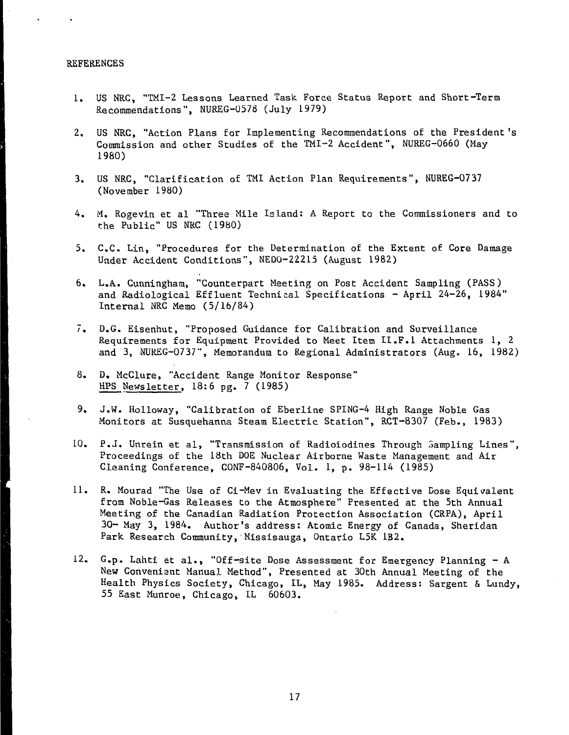REFERENCES

1. US NRC, "TMI-2 Lessons Learned Task Force Status Report and Short-Term Recommendations", NUREG-0578 (July 1979)

2. US NRC, "Action Plans for Implementing Recommendations of the President's Commission and other Studies of the TMI-2 Accident", NUREG-0660 (May 1980)

3. US NRC, "Clarification of TMI Action Plan Requirements", NUREG-0737 (November 1980)

4. M. Rogevin et al "Three Mile Island: A Report to the Commissioners and to the Public" US NRC (1980)

5. C.C. Lin, "Procedures for the Determination of the Extent of Core Damage Under Accident Conditions", NEDO-22215 (August 1982)

6. L.A. Cunningham, "Counterpart Meeting on Post Accident Sampling (PASS) and Radiological Effluent Technical Specifications - April 24-26, 1984" Internal NRC Memo (5/16/84)

7. D.G. Eisenhut, "Proposed Guidance for Calibration and Surveillance Requirements for Equipment Provided to Meet Item II.F.1 Attachments 1, 2 and 3, NUREG-0737", Memorandum to Regional Administrators (Aug. 16, 1982)

8. D. McClure, "Accident Range Monitor Response" HPS Newsletter, 18:6 pg. 7 (1985)

9. J.W. Holloway, "Calibration of Eberline SPING-4 High Range Noble Gas Monitors at Susquehanna Steam Electric Station", RCT-8307 (Feb., 1983)

10. P.J. Unrein et al, "Transmission of Radioiodines Through Sampling Lines", Proceedings of the 18th DOE Nuclear Airborne Waste Management and Air Cleaning Conference, CONF-840806, Vol. 1, p. 98-114 (1985)

11. R. Mourad "The Use of Ci-Mev in Evaluating the Effective Dose Equivalent from Noble-Gas Releases to the Atmosphere" Presented at the 5th Annual Meeting of the Canadian Radiation Protection Association (CRPA), April 30- May 3, 1984. Author's address: Atomic Energy of Canada, Sheridan Park Research Community, Missisauga, Ontario L5K 1B2.

12. G.p. Lahti et al., "Off-site Dose Assessment for Emergency Planning - A New Convenient Manual Method", Presented at 30th Annual Meeting of the Health Physics Society, Chicago, IL, May 1985. Address: Sargent & Lundy, 55 East Munroe, Chicago, IL 60603.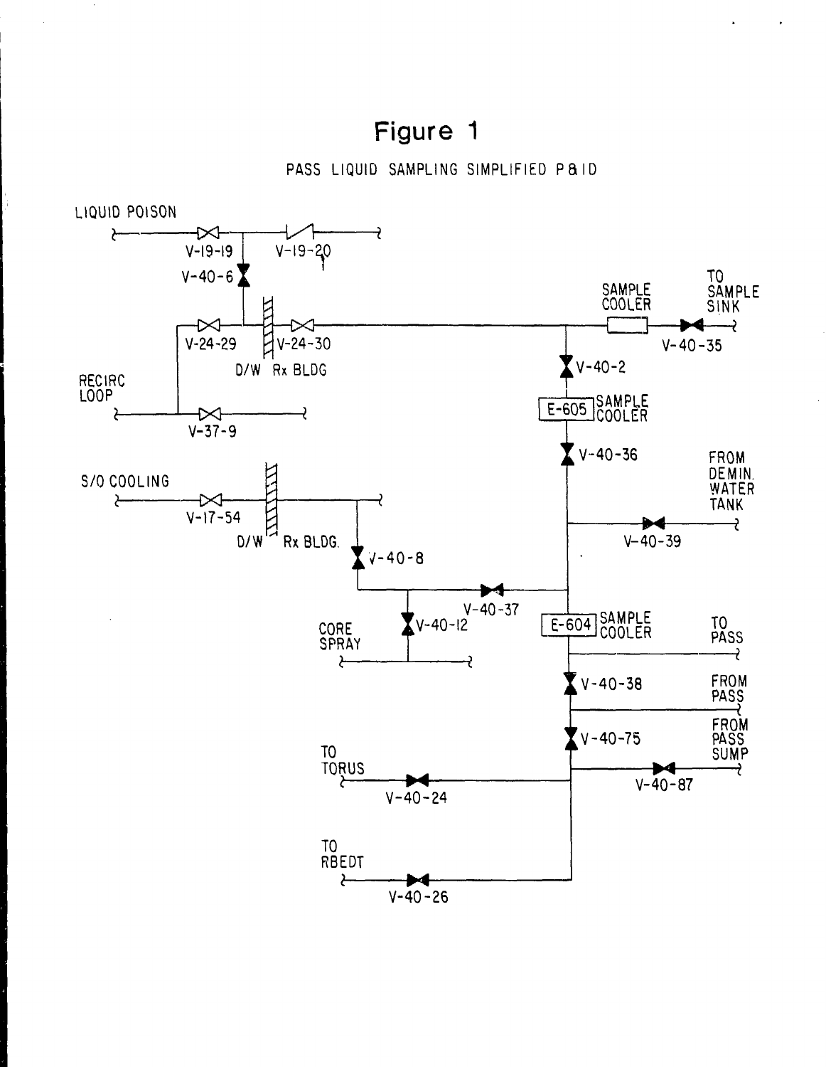# Figure 1

PASS LIQUID SAMPLING SIMPLIFIED P&ID

LIQUID POISON

V-19-19 V-19-20

V-40-6

TO SAMPLE SINK

SAMPLE COOLER

V-24-29 V-24-30 V-40-35

D/W Rx BLDG

V-40-2

RECIRC LOOP

E-605 SAMPLE COOLER

V-37-9

V-40-36

FROM DEMIN. WATER TANK

S/O COOLING

V-17-54

V-40-39

D/W Rx BLDG.

V-40-8

V-40-37

CORE SPRAY

V-40-12

E-604 SAMPLE COOLER

TO PASS

V-40-38

FROM PASS

V-40-75

FROM PASS SUMP

TO TORUS

V-40-24

V-40-87

TO RBEDT

V-40-26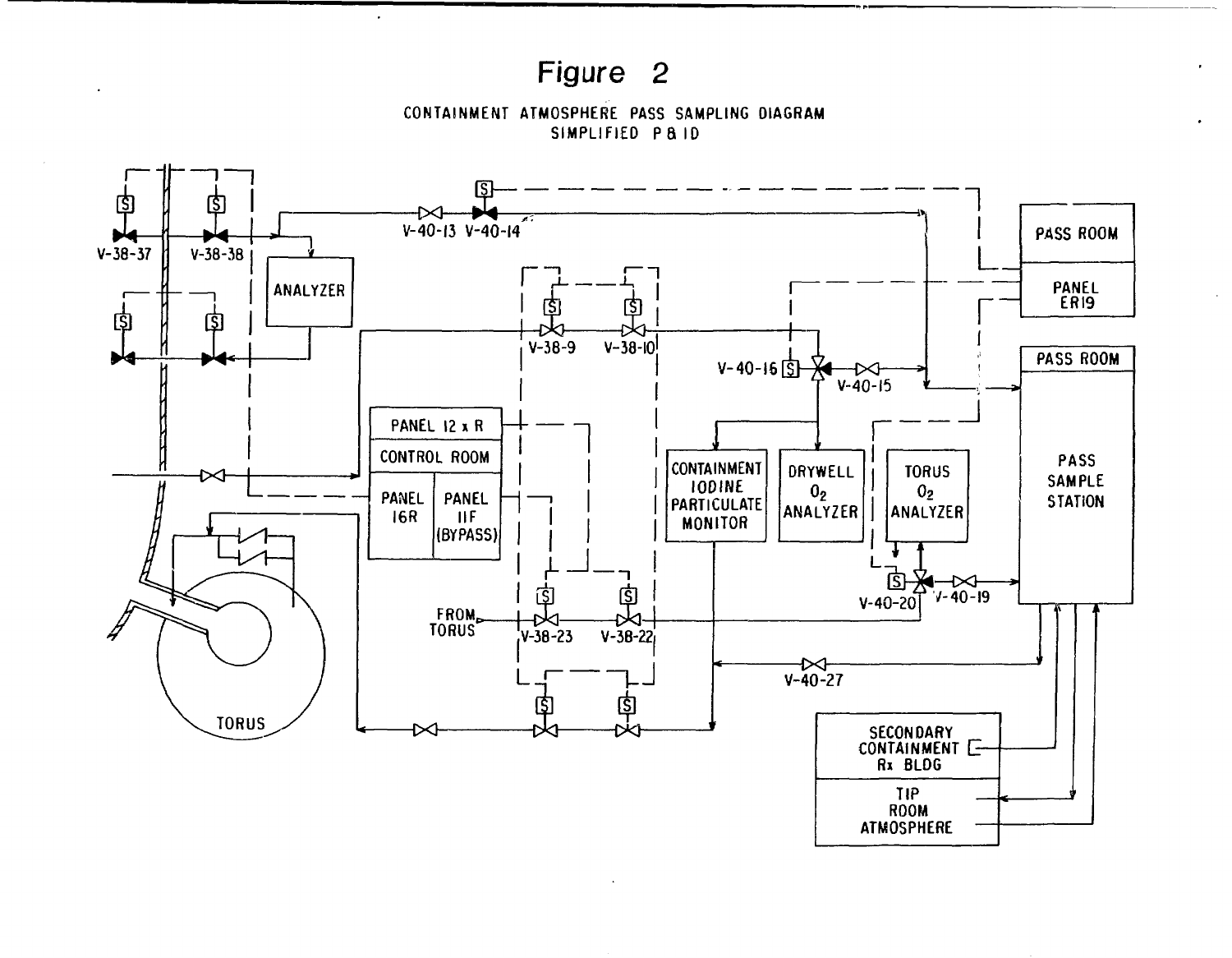# Figure 2

CONTAINMENT ATMOSPHERE PASS SAMPLING DIAGRAM
SIMPLIFIED P & ID

V-38-37
V-38-38
ANALYZER
V-40-13 V-40-14
PASS ROOM
PANEL ER19
V-38-9 V-38-10
V-40-16
V-40-15
PASS ROOM
PANEL 12 x R
CONTROL ROOM
PANEL 16R
PANEL 11F (BYPASS)
CONTAINMENT IODINE PARTICULATE MONITOR
DRYWELL $O_2$ ANALYZER
TORUS $O_2$ ANALYZER
PASS SAMPLE STATION
V-40-20
V-40-19
FROM TORUS
V-38-23 V-38-22
V-40-27
TORUS
SECONDARY CONTAINMENT Rx BLDG
TIP ROOM ATMOSPHERE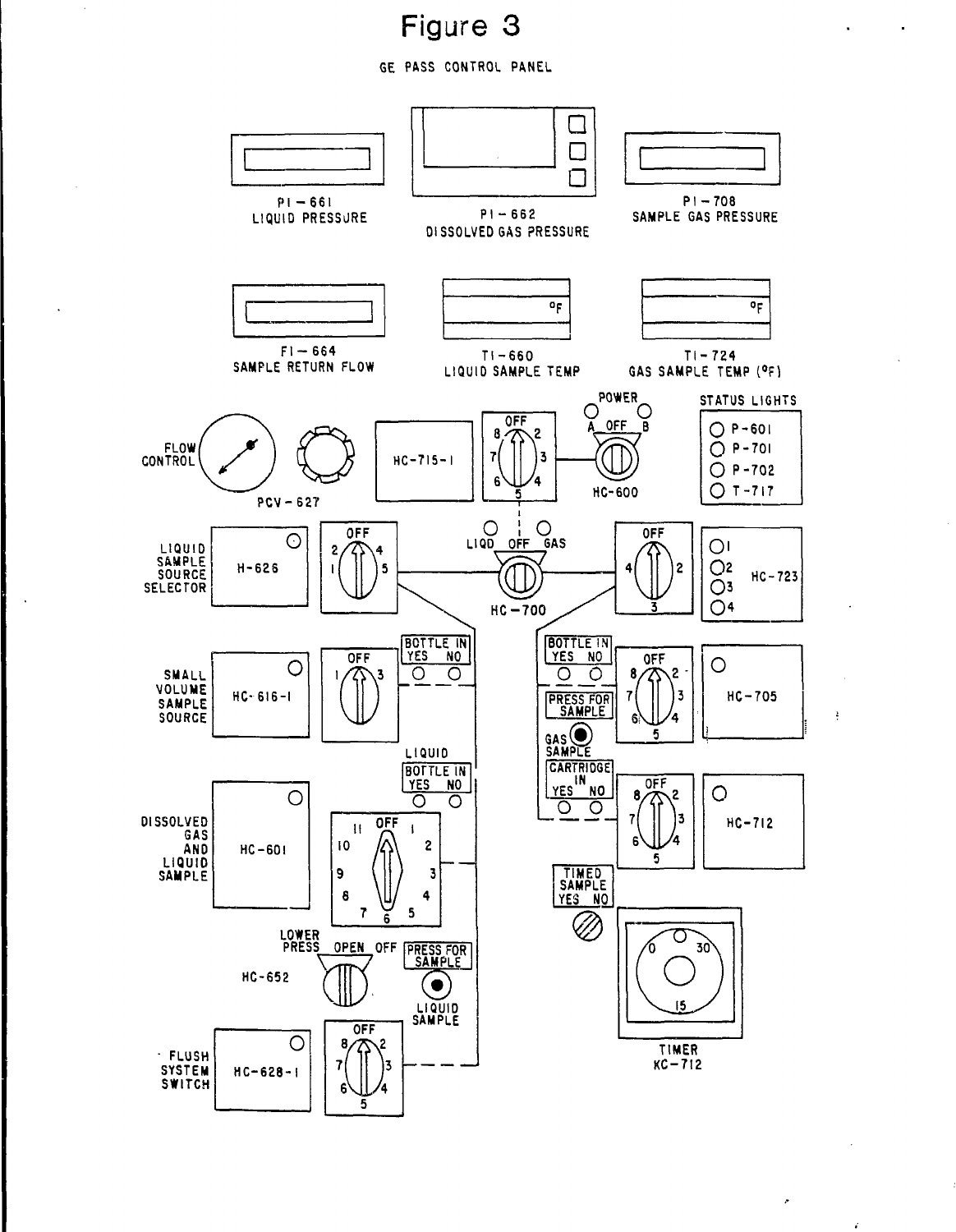# Figure 3

GE PASS CONTROL PANEL

PI – 661
LIQUID PRESSURE

PI – 662
DISSOLVED GAS PRESSURE

PI – 708
SAMPLE GAS PRESSURE

FI – 664
SAMPLE RETURN FLOW

TI – 660
LIQUID SAMPLE TEMP

TI – 724
GAS SAMPLE TEMP (°F)

FLOW CONTROL

PCV – 627

HC-715-1

OFF 8 2 7 3 6 4 5

POWER A OFF B

HC-600

STATUS LIGHTS
P-601
P-701
P-702
T-717

LIQUID SAMPLE SOURCE SELECTOR

H-626

OFF 2 4 1 5

LIQD OFF GAS

HC – 700

OFF 4 2 3

1 2 3 4 HC-723

SMALL VOLUME SAMPLE SOURCE

HC-616-1

OFF 1 3

BOTTLE IN YES NO

BOTTLE IN YES NO

OFF 8 2 7 3 6 4 5

HC-705

PRESS FOR SAMPLE

GAS SAMPLE

LIQUID BOTTLE IN YES NO

CARTRIDGE IN YES NO

OFF 8 2 7 3 6 4 5

HC-712

DISSOLVED GAS AND LIQUID SAMPLE

HC-601

OFF 1 2 3 4 5 6 7 8 9 10 11

TIMED SAMPLE YES NO

LOWER PRESS OPEN OFF

HC-652

PRESS FOR SAMPLE

LIQUID SAMPLE

0 30 15

TIMER KC-712

FLUSH SYSTEM SWITCH

HC-628-1

OFF 8 2 7 3 6 4 5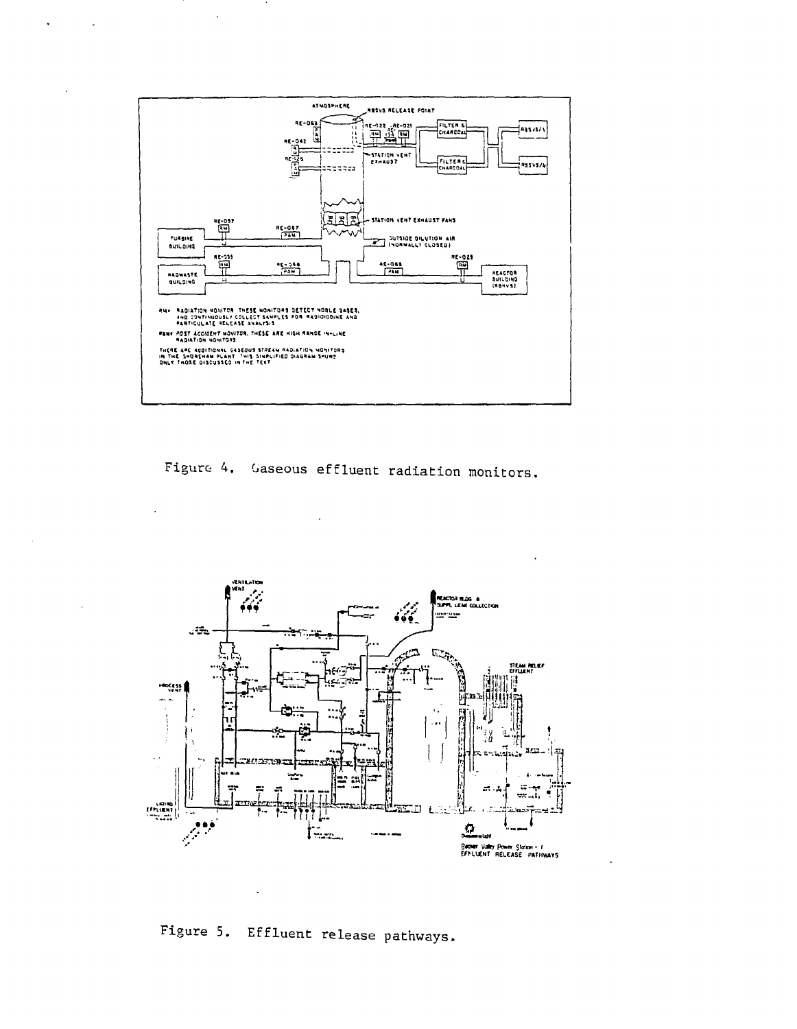Figure 4. Gaseous effluent radiation monitors.

Figure 5. Effluent release pathways.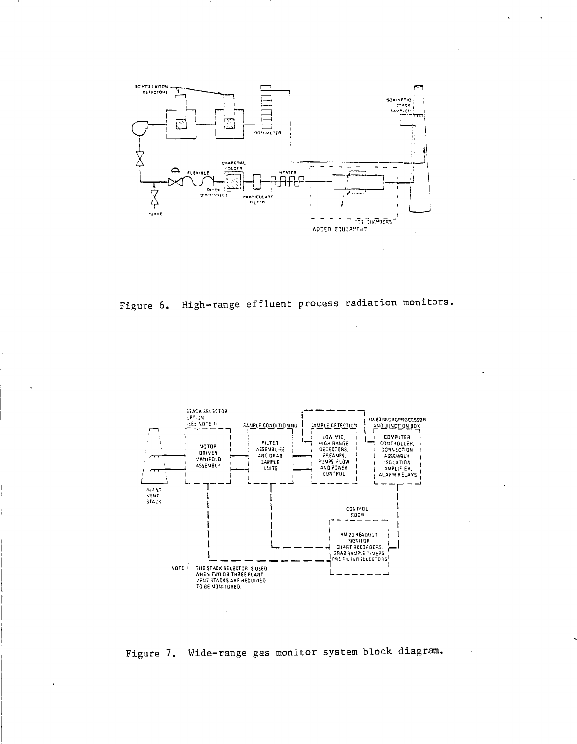Figure 6. High-range effluent process radiation monitors.

Figure 7. Wide-range gas monitor system block diagram.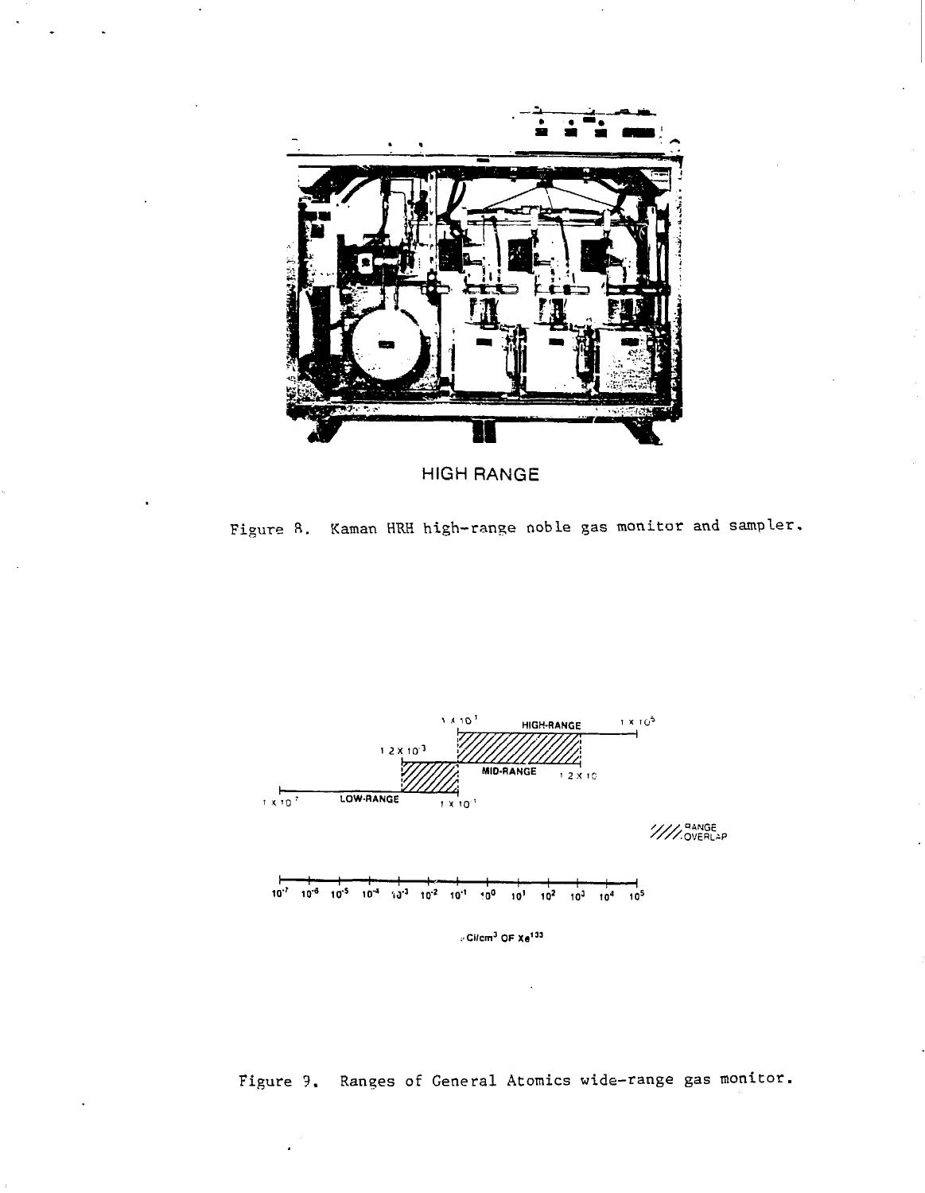HIGH RANGE

Figure 8. Kaman HRH high-range noble gas monitor and sampler.

Figure 9. Ranges of General Atomics wide-range gas monitor.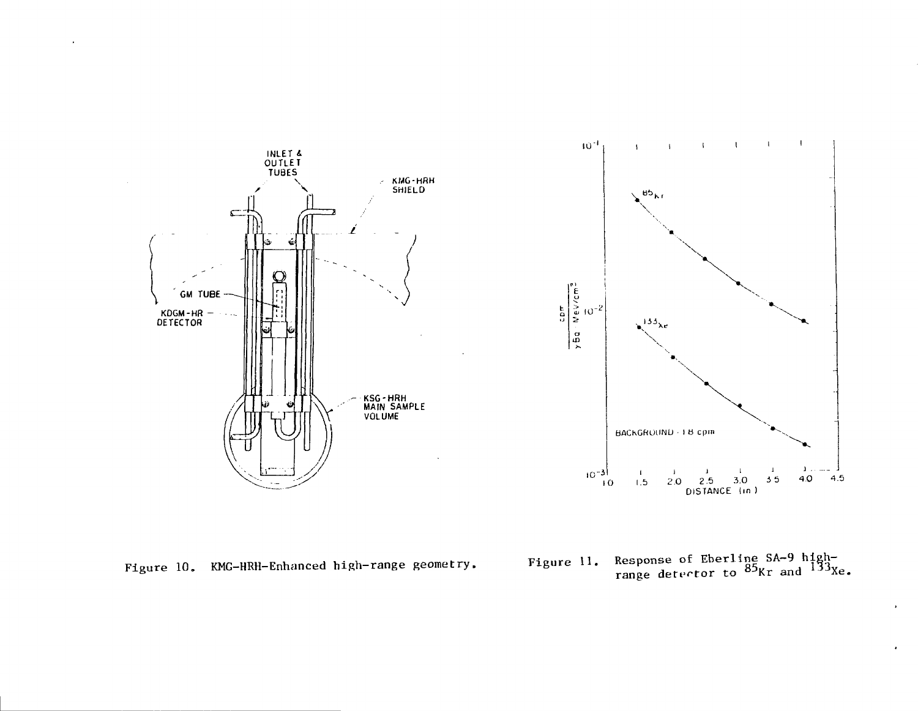Figure 10. KMG-HRH-Enhanced high-range geometry.

Figure 11. Response of Eberline SA-9 high-range detector to $^{85}Kr$ and $^{133}Xe$.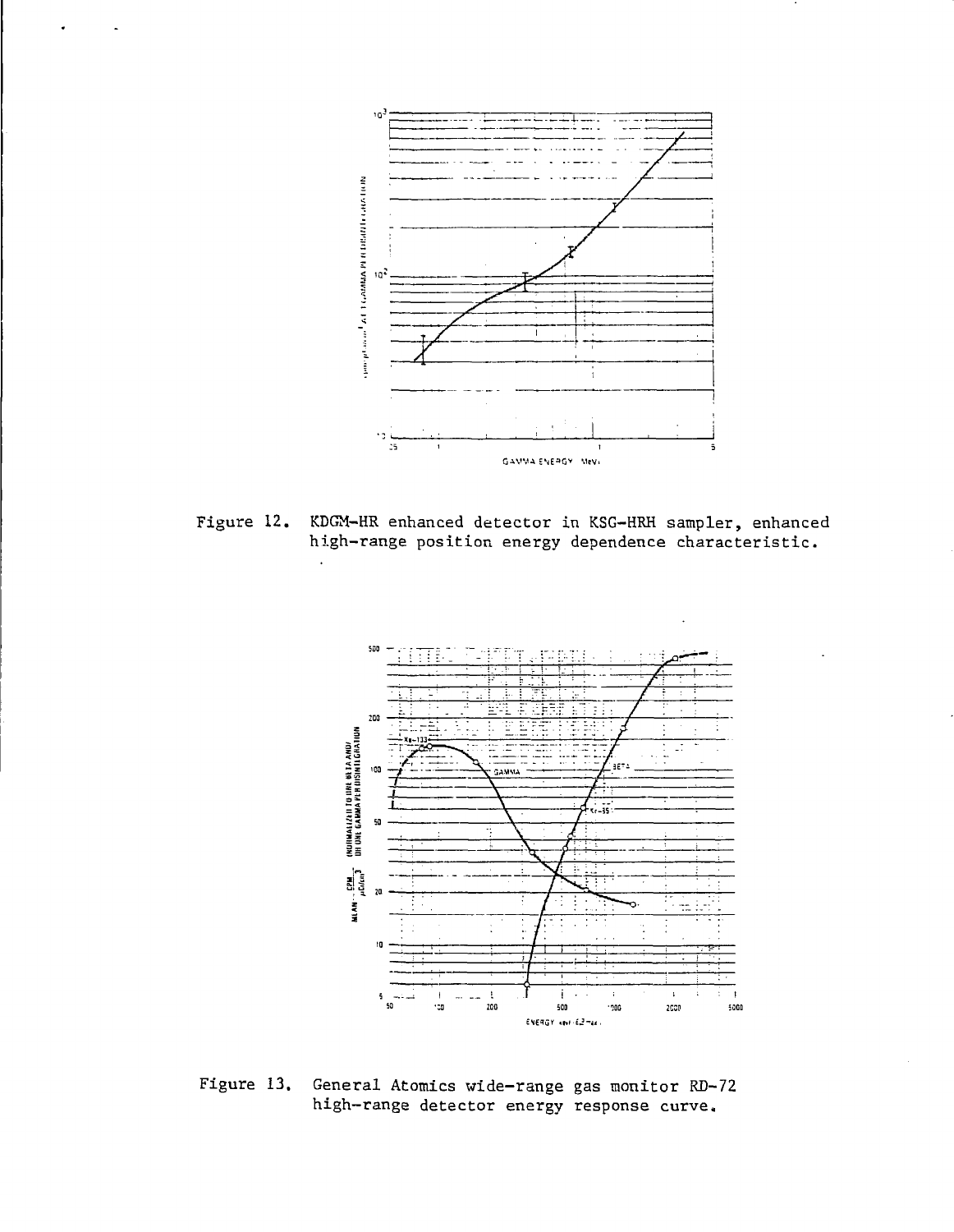Figure 12. KDGM-HR enhanced detector in KSG-HRH sampler, enhanced high-range position energy dependence characteristic.

Figure 13. General Atomics wide-range gas monitor RD-72 high-range detector energy response curve.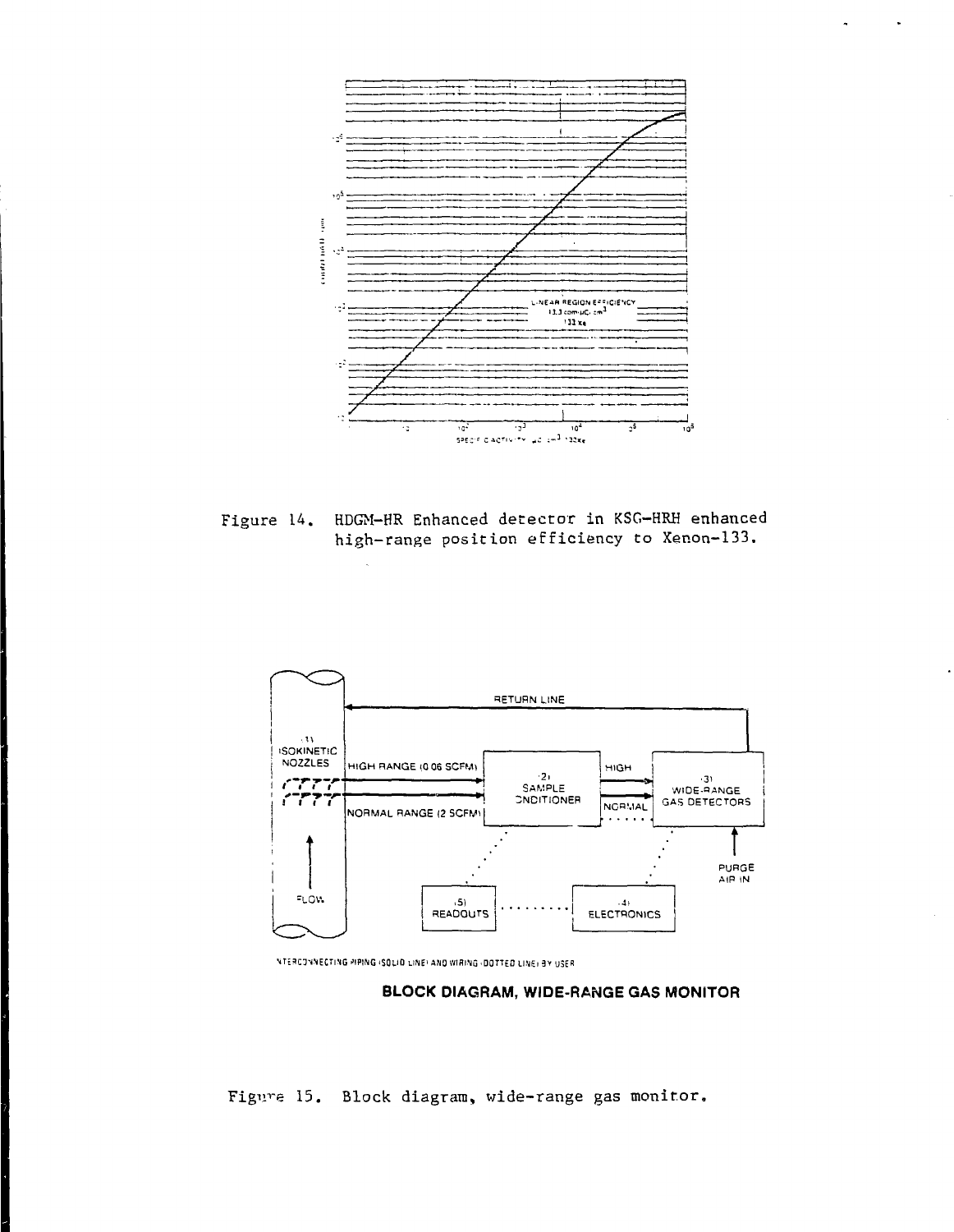Figure 14. HDGM-HR Enhanced detector in KSG-HRH enhanced high-range position efficiency to Xenon-133.

Figure 15. Block diagram, wide-range gas monitor.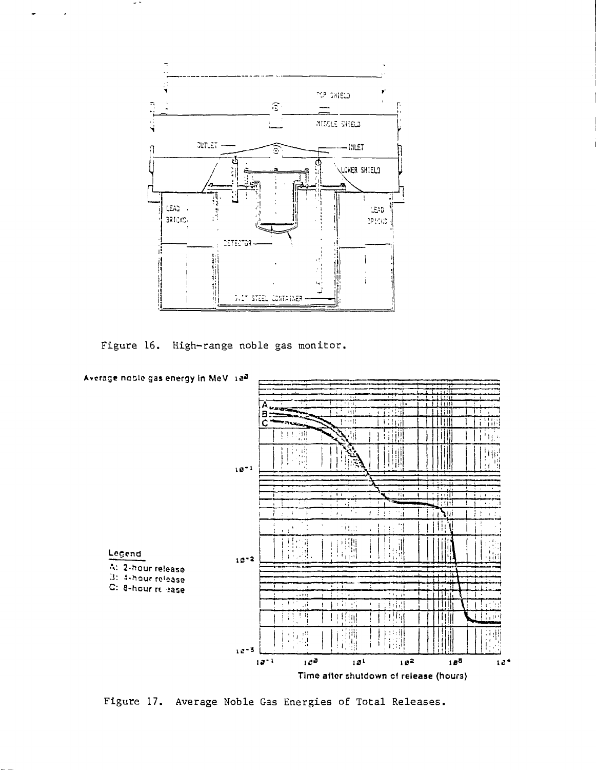TOP SHIELD

MIDDLE SHIELD

OUTLET

INLET

LOWER SHIELD

LEAD BRICKS

LEAD BRICKS

DETECTOR

0.1" STEEL CONTAINER

Figure 16. High-range noble gas monitor.

Average noble gas energy in MeV

$10^0$

$10^{-1}$

$10^{-2}$

$10^{-3}$

$10^{-1}$ $10^0$ $10^1$ $10^2$ $10^3$ $10^4$

Time after shutdown of release (hours)

A

B

C

Legend

A: 2-hour release

B: 4-hour release

C: 8-hour release

Figure 17. Average Noble Gas Energies of Total Releases.